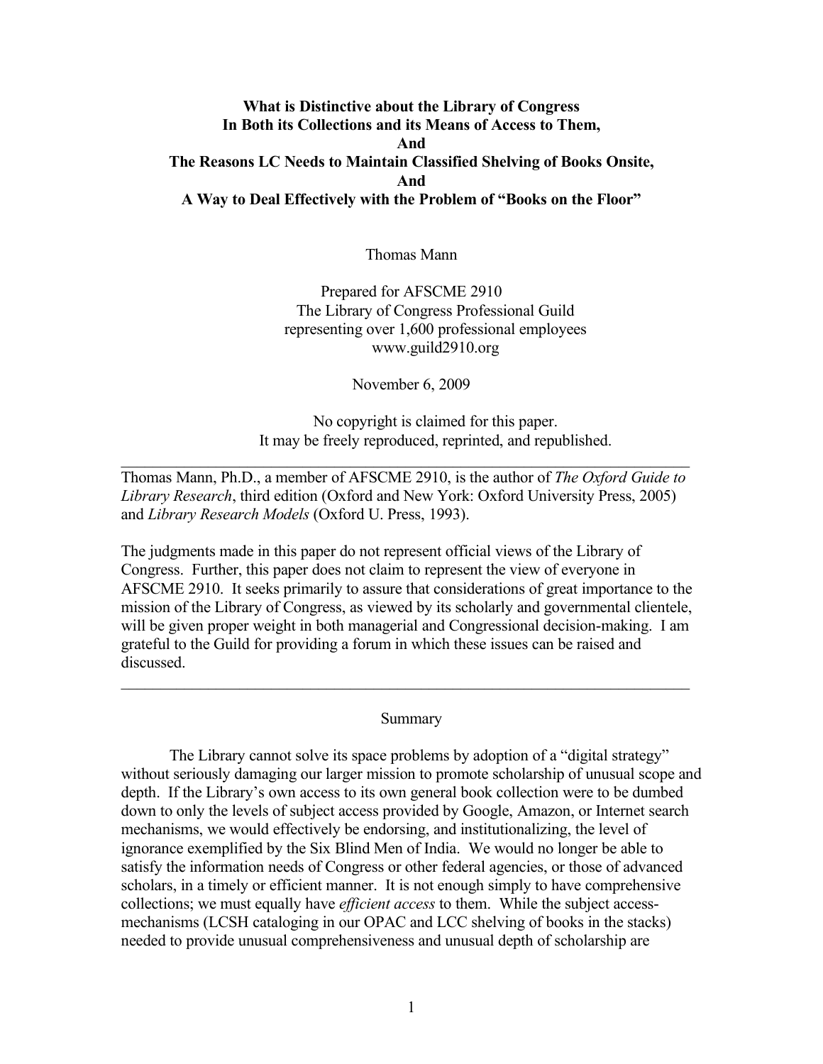# What is Distinctive about the Library of Congress In Both its Collections and its Means of Access to Them, And The Reasons LC Needs to Maintain Classified Shelving of Books Onsite, And A Way to Deal Effectively with the Problem of "Books on the Floor"

Thomas Mann

Prepared for AFSCME 2910
The Library of Congress Professional Guild
representing over 1,600 professional employees
www.guild2910.org

November 6, 2009

No copyright is claimed for this paper.
It may be freely reproduced, reprinted, and republished.

---

Thomas Mann, Ph.D., a member of AFSCME 2910, is the author of *The Oxford Guide to Library Research*, third edition (Oxford and New York: Oxford University Press, 2005) and *Library Research Models* (Oxford U. Press, 1993).

The judgments made in this paper do not represent official views of the Library of Congress. Further, this paper does not claim to represent the view of everyone in AFSCME 2910. It seeks primarily to assure that considerations of great importance to the mission of the Library of Congress, as viewed by its scholarly and governmental clientele, will be given proper weight in both managerial and Congressional decision-making. I am grateful to the Guild for providing a forum in which these issues can be raised and discussed.

---

## Summary

The Library cannot solve its space problems by adoption of a "digital strategy" without seriously damaging our larger mission to promote scholarship of unusual scope and depth. If the Library's own access to its own general book collection were to be dumbed down to only the levels of subject access provided by Google, Amazon, or Internet search mechanisms, we would effectively be endorsing, and institutionalizing, the level of ignorance exemplified by the Six Blind Men of India. We would no longer be able to satisfy the information needs of Congress or other federal agencies, or those of advanced scholars, in a timely or efficient manner. It is not enough simply to have comprehensive collections; we must equally have *efficient access* to them. While the subject access-mechanisms (LCSH cataloging in our OPAC and LCC shelving of books in the stacks) needed to provide unusual comprehensiveness and unusual depth of scholarship are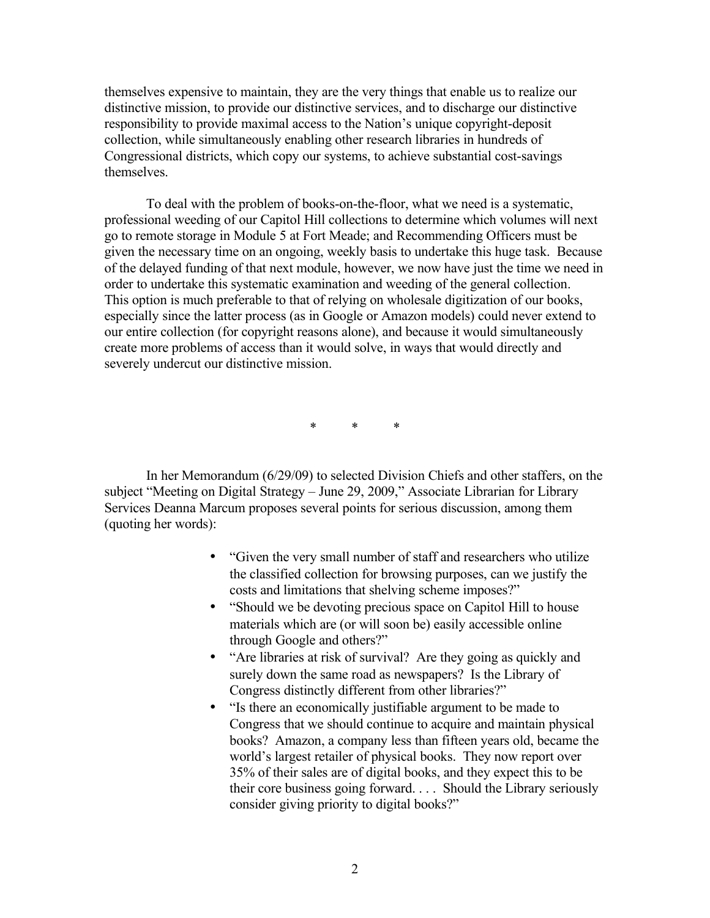themselves expensive to maintain, they are the very things that enable us to realize our distinctive mission, to provide our distinctive services, and to discharge our distinctive responsibility to provide maximal access to the Nation's unique copyright-deposit collection, while simultaneously enabling other research libraries in hundreds of Congressional districts, which copy our systems, to achieve substantial cost-savings themselves.

To deal with the problem of books-on-the-floor, what we need is a systematic, professional weeding of our Capitol Hill collections to determine which volumes will next go to remote storage in Module 5 at Fort Meade; and Recommending Officers must be given the necessary time on an ongoing, weekly basis to undertake this huge task. Because of the delayed funding of that next module, however, we now have just the time we need in order to undertake this systematic examination and weeding of the general collection. This option is much preferable to that of relying on wholesale digitization of our books, especially since the latter process (as in Google or Amazon models) could never extend to our entire collection (for copyright reasons alone), and because it would simultaneously create more problems of access than it would solve, in ways that would directly and severely undercut our distinctive mission.

\* \* \*

In her Memorandum (6/29/09) to selected Division Chiefs and other staffers, on the subject "Meeting on Digital Strategy – June 29, 2009," Associate Librarian for Library Services Deanna Marcum proposes several points for serious discussion, among them (quoting her words):

- "Given the very small number of staff and researchers who utilize the classified collection for browsing purposes, can we justify the costs and limitations that shelving scheme imposes?"
- "Should we be devoting precious space on Capitol Hill to house materials which are (or will soon be) easily accessible online through Google and others?"
- "Are libraries at risk of survival? Are they going as quickly and surely down the same road as newspapers? Is the Library of Congress distinctly different from other libraries?"
- "Is there an economically justifiable argument to be made to Congress that we should continue to acquire and maintain physical books? Amazon, a company less than fifteen years old, became the world's largest retailer of physical books. They now report over 35% of their sales are of digital books, and they expect this to be their core business going forward. . . . Should the Library seriously consider giving priority to digital books?"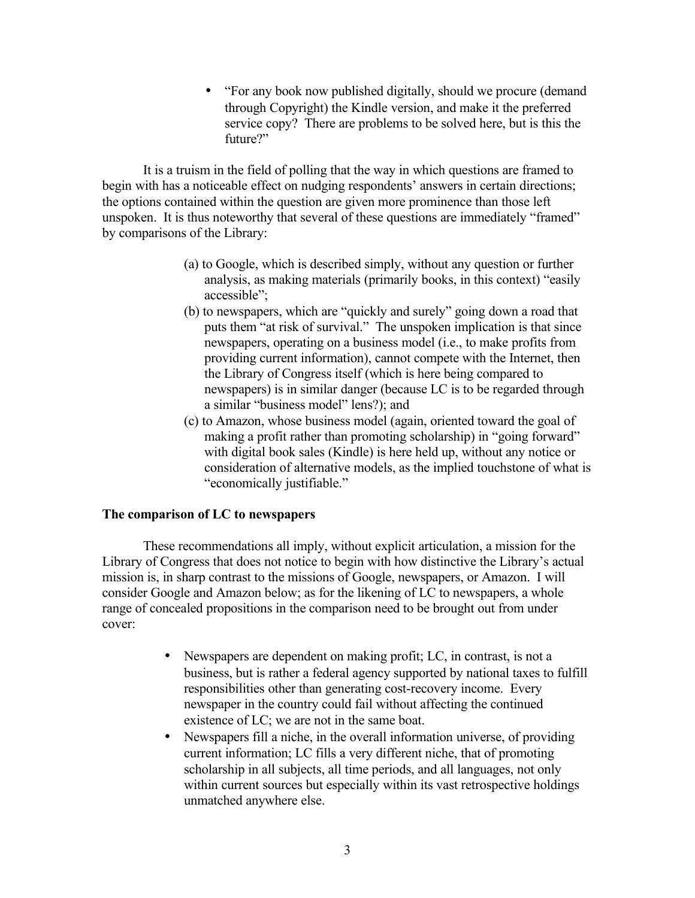- "For any book now published digitally, should we procure (demand through Copyright) the Kindle version, and make it the preferred service copy? There are problems to be solved here, but is this the future?"

It is a truism in the field of polling that the way in which questions are framed to begin with has a noticeable effect on nudging respondents' answers in certain directions; the options contained within the question are given more prominence than those left unspoken. It is thus noteworthy that several of these questions are immediately "framed" by comparisons of the Library:

(a) to Google, which is described simply, without any question or further analysis, as making materials (primarily books, in this context) "easily accessible";

(b) to newspapers, which are "quickly and surely" going down a road that puts them "at risk of survival." The unspoken implication is that since newspapers, operating on a business model (i.e., to make profits from providing current information), cannot compete with the Internet, then the Library of Congress itself (which is here being compared to newspapers) is in similar danger (because LC is to be regarded through a similar "business model" lens?); and

(c) to Amazon, whose business model (again, oriented toward the goal of making a profit rather than promoting scholarship) in "going forward" with digital book sales (Kindle) is here held up, without any notice or consideration of alternative models, as the implied touchstone of what is "economically justifiable."

**The comparison of LC to newspapers**

These recommendations all imply, without explicit articulation, a mission for the Library of Congress that does not notice to begin with how distinctive the Library's actual mission is, in sharp contrast to the missions of Google, newspapers, or Amazon. I will consider Google and Amazon below; as for the likening of LC to newspapers, a whole range of concealed propositions in the comparison need to be brought out from under cover:

- Newspapers are dependent on making profit; LC, in contrast, is not a business, but is rather a federal agency supported by national taxes to fulfill responsibilities other than generating cost-recovery income. Every newspaper in the country could fail without affecting the continued existence of LC; we are not in the same boat.
- Newspapers fill a niche, in the overall information universe, of providing current information; LC fills a very different niche, that of promoting scholarship in all subjects, all time periods, and all languages, not only within current sources but especially within its vast retrospective holdings unmatched anywhere else.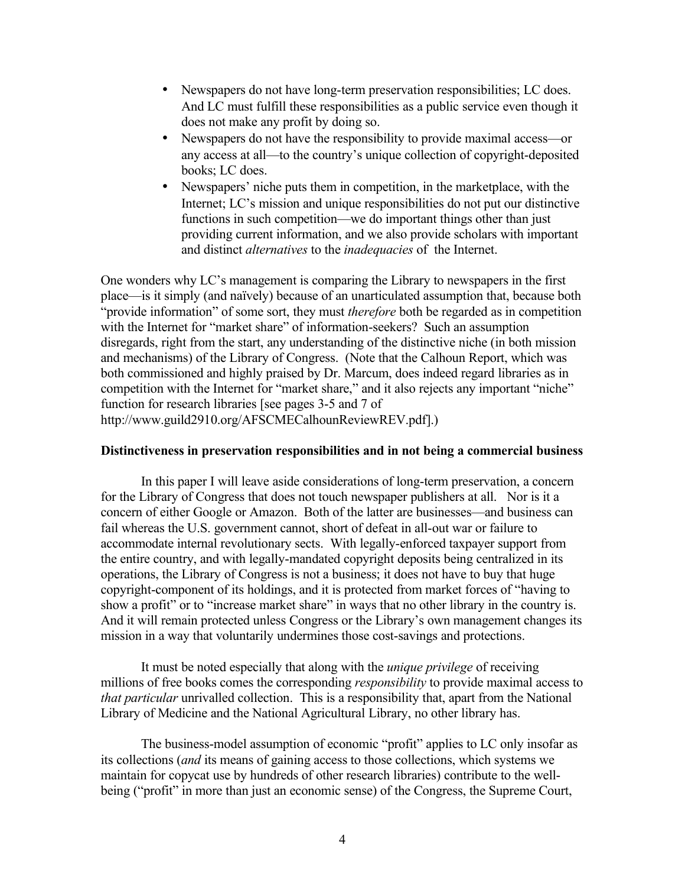- Newspapers do not have long-term preservation responsibilities; LC does. And LC must fulfill these responsibilities as a public service even though it does not make any profit by doing so.
- Newspapers do not have the responsibility to provide maximal access—or any access at all—to the country's unique collection of copyright-deposited books; LC does.
- Newspapers' niche puts them in competition, in the marketplace, with the Internet; LC's mission and unique responsibilities do not put our distinctive functions in such competition—we do important things other than just providing current information, and we also provide scholars with important and distinct *alternatives* to the *inadequacies* of the Internet.

One wonders why LC's management is comparing the Library to newspapers in the first place—is it simply (and naïvely) because of an unarticulated assumption that, because both "provide information" of some sort, they must *therefore* both be regarded as in competition with the Internet for "market share" of information-seekers? Such an assumption disregards, right from the start, any understanding of the distinctive niche (in both mission and mechanisms) of the Library of Congress. (Note that the Calhoun Report, which was both commissioned and highly praised by Dr. Marcum, does indeed regard libraries as in competition with the Internet for "market share," and it also rejects any important "niche" function for research libraries [see pages 3-5 and 7 of http://www.guild2910.org/AFSCMECalhounReviewREV.pdf].)

**Distinctiveness in preservation responsibilities and in not being a commercial business**

In this paper I will leave aside considerations of long-term preservation, a concern for the Library of Congress that does not touch newspaper publishers at all. Nor is it a concern of either Google or Amazon. Both of the latter are businesses—and business can fail whereas the U.S. government cannot, short of defeat in all-out war or failure to accommodate internal revolutionary sects. With legally-enforced taxpayer support from the entire country, and with legally-mandated copyright deposits being centralized in its operations, the Library of Congress is not a business; it does not have to buy that huge copyright-component of its holdings, and it is protected from market forces of "having to show a profit" or to "increase market share" in ways that no other library in the country is. And it will remain protected unless Congress or the Library's own management changes its mission in a way that voluntarily undermines those cost-savings and protections.

It must be noted especially that along with the *unique privilege* of receiving millions of free books comes the corresponding *responsibility* to provide maximal access to *that particular* unrivalled collection. This is a responsibility that, apart from the National Library of Medicine and the National Agricultural Library, no other library has.

The business-model assumption of economic "profit" applies to LC only insofar as its collections (*and* its means of gaining access to those collections, which systems we maintain for copycat use by hundreds of other research libraries) contribute to the well-being ("profit" in more than just an economic sense) of the Congress, the Supreme Court,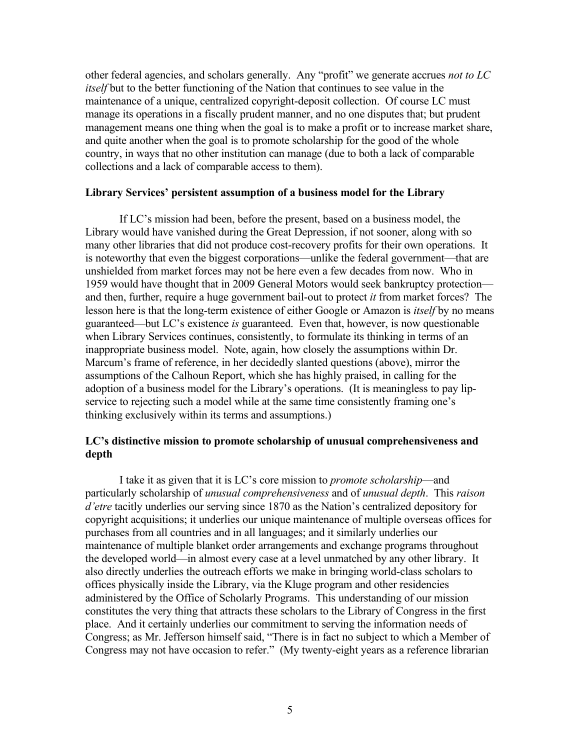other federal agencies, and scholars generally. Any "profit" we generate accrues *not to LC itself* but to the better functioning of the Nation that continues to see value in the maintenance of a unique, centralized copyright-deposit collection. Of course LC must manage its operations in a fiscally prudent manner, and no one disputes that; but prudent management means one thing when the goal is to make a profit or to increase market share, and quite another when the goal is to promote scholarship for the good of the whole country, in ways that no other institution can manage (due to both a lack of comparable collections and a lack of comparable access to them).

**Library Services' persistent assumption of a business model for the Library**

If LC's mission had been, before the present, based on a business model, the Library would have vanished during the Great Depression, if not sooner, along with so many other libraries that did not produce cost-recovery profits for their own operations. It is noteworthy that even the biggest corporations—unlike the federal government—that are unshielded from market forces may not be here even a few decades from now. Who in 1959 would have thought that in 2009 General Motors would seek bankruptcy protection—and then, further, require a huge government bail-out to protect *it* from market forces? The lesson here is that the long-term existence of either Google or Amazon is *itself* by no means guaranteed—but LC's existence *is* guaranteed. Even that, however, is now questionable when Library Services continues, consistently, to formulate its thinking in terms of an inappropriate business model. Note, again, how closely the assumptions within Dr. Marcum's frame of reference, in her decidedly slanted questions (above), mirror the assumptions of the Calhoun Report, which she has highly praised, in calling for the adoption of a business model for the Library's operations. (It is meaningless to pay lip-service to rejecting such a model while at the same time consistently framing one's thinking exclusively within its terms and assumptions.)

**LC's distinctive mission to promote scholarship of unusual comprehensiveness and depth**

I take it as given that it is LC's core mission to *promote scholarship*—and particularly scholarship of *unusual comprehensiveness* and of *unusual depth*. This *raison d'etre* tacitly underlies our serving since 1870 as the Nation's centralized depository for copyright acquisitions; it underlies our unique maintenance of multiple overseas offices for purchases from all countries and in all languages; and it similarly underlies our maintenance of multiple blanket order arrangements and exchange programs throughout the developed world—in almost every case at a level unmatched by any other library. It also directly underlies the outreach efforts we make in bringing world-class scholars to offices physically inside the Library, via the Kluge program and other residencies administered by the Office of Scholarly Programs. This understanding of our mission constitutes the very thing that attracts these scholars to the Library of Congress in the first place. And it certainly underlies our commitment to serving the information needs of Congress; as Mr. Jefferson himself said, "There is in fact no subject to which a Member of Congress may not have occasion to refer." (My twenty-eight years as a reference librarian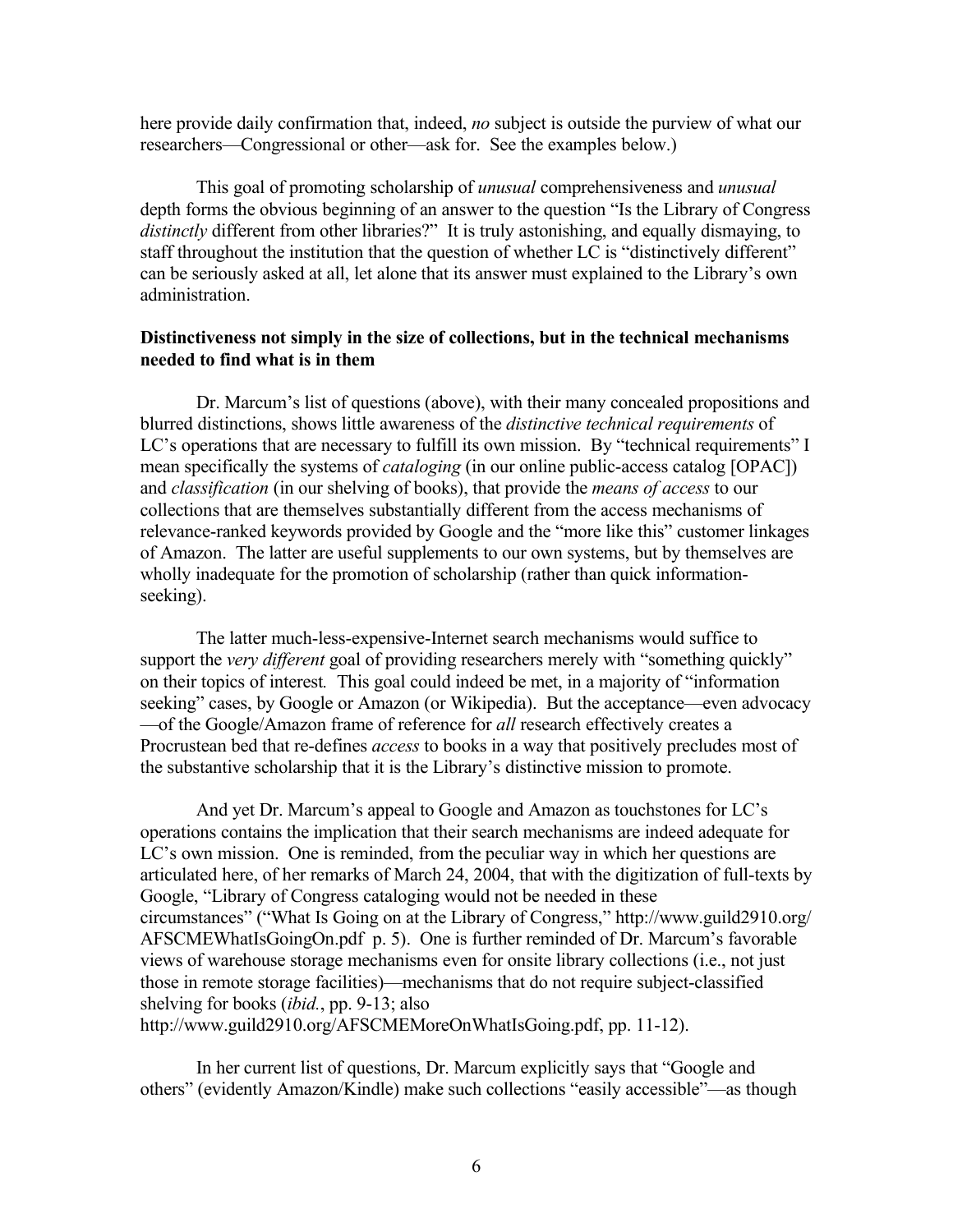here provide daily confirmation that, indeed, *no* subject is outside the purview of what our researchers—Congressional or other—ask for. See the examples below.)

This goal of promoting scholarship of *unusual* comprehensiveness and *unusual* depth forms the obvious beginning of an answer to the question "Is the Library of Congress *distinctly* different from other libraries?" It is truly astonishing, and equally dismaying, to staff throughout the institution that the question of whether LC is "distinctively different" can be seriously asked at all, let alone that its answer must explained to the Library's own administration.

**Distinctiveness not simply in the size of collections, but in the technical mechanisms needed to find what is in them**

Dr. Marcum's list of questions (above), with their many concealed propositions and blurred distinctions, shows little awareness of the *distinctive technical requirements* of LC's operations that are necessary to fulfill its own mission. By "technical requirements" I mean specifically the systems of *cataloging* (in our online public-access catalog [OPAC]) and *classification* (in our shelving of books), that provide the *means of access* to our collections that are themselves substantially different from the access mechanisms of relevance-ranked keywords provided by Google and the "more like this" customer linkages of Amazon. The latter are useful supplements to our own systems, but by themselves are wholly inadequate for the promotion of scholarship (rather than quick information-seeking).

The latter much-less-expensive-Internet search mechanisms would suffice to support the *very different* goal of providing researchers merely with "something quickly" on their topics of interest. This goal could indeed be met, in a majority of "information seeking" cases, by Google or Amazon (or Wikipedia). But the acceptance—even advocacy—of the Google/Amazon frame of reference for *all* research effectively creates a Procrustean bed that re-defines *access* to books in a way that positively precludes most of the substantive scholarship that it is the Library's distinctive mission to promote.

And yet Dr. Marcum's appeal to Google and Amazon as touchstones for LC's operations contains the implication that their search mechanisms are indeed adequate for LC's own mission. One is reminded, from the peculiar way in which her questions are articulated here, of her remarks of March 24, 2004, that with the digitization of full-texts by Google, "Library of Congress cataloging would not be needed in these circumstances" ("What Is Going on at the Library of Congress," http://www.guild2910.org/AFSCMEWhatIsGoingOn.pdf p. 5). One is further reminded of Dr. Marcum's favorable views of warehouse storage mechanisms even for onsite library collections (i.e., not just those in remote storage facilities)—mechanisms that do not require subject-classified shelving for books (*ibid.*, pp. 9-13; also http://www.guild2910.org/AFSCMEMoreOnWhatIsGoing.pdf, pp. 11-12).

In her current list of questions, Dr. Marcum explicitly says that "Google and others" (evidently Amazon/Kindle) make such collections "easily accessible"—as though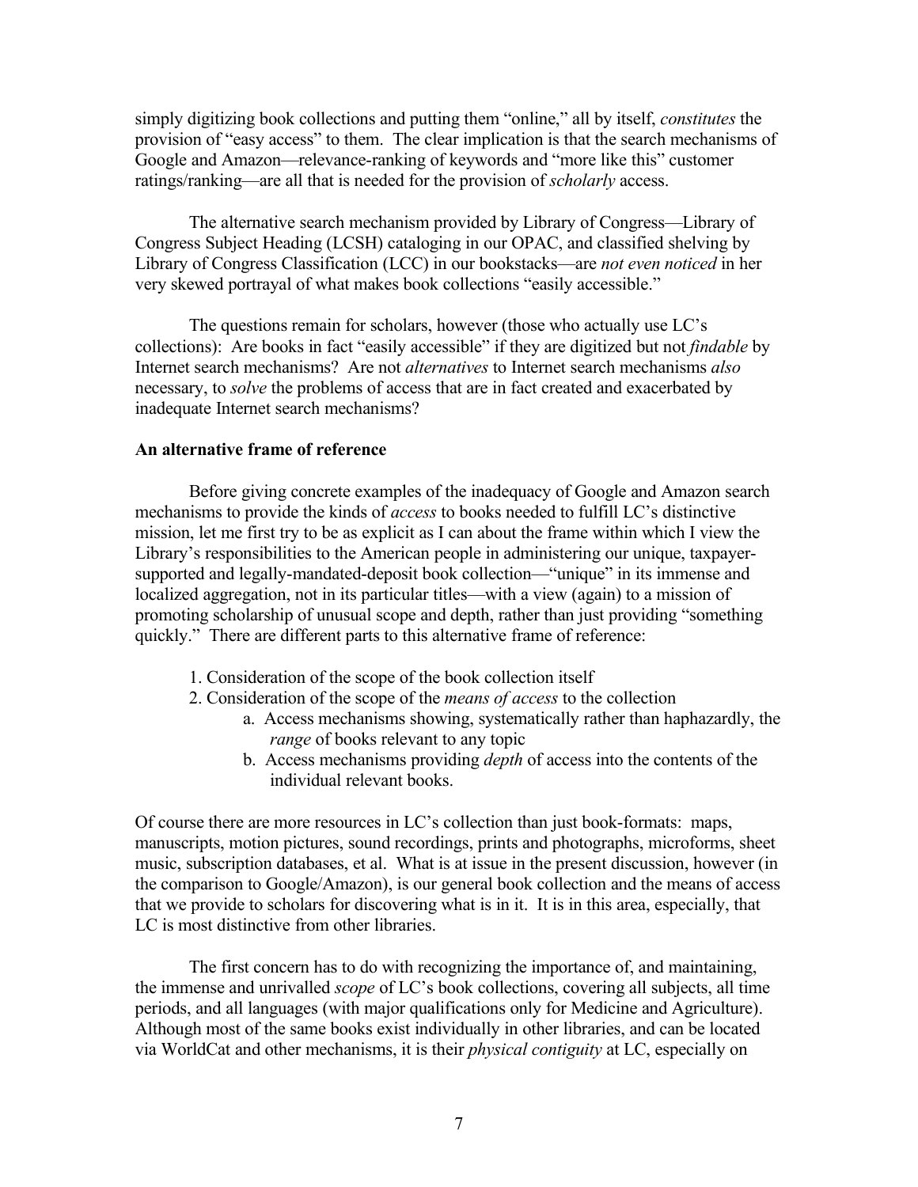simply digitizing book collections and putting them "online," all by itself, *constitutes* the provision of "easy access" to them. The clear implication is that the search mechanisms of Google and Amazon—relevance-ranking of keywords and "more like this" customer ratings/ranking—are all that is needed for the provision of *scholarly* access.

The alternative search mechanism provided by Library of Congress—Library of Congress Subject Heading (LCSH) cataloging in our OPAC, and classified shelving by Library of Congress Classification (LCC) in our bookstacks—are *not even noticed* in her very skewed portrayal of what makes book collections "easily accessible."

The questions remain for scholars, however (those who actually use LC's collections): Are books in fact "easily accessible" if they are digitized but not *findable* by Internet search mechanisms? Are not *alternatives* to Internet search mechanisms *also* necessary, to *solve* the problems of access that are in fact created and exacerbated by inadequate Internet search mechanisms?

**An alternative frame of reference**

Before giving concrete examples of the inadequacy of Google and Amazon search mechanisms to provide the kinds of *access* to books needed to fulfill LC's distinctive mission, let me first try to be as explicit as I can about the frame within which I view the Library's responsibilities to the American people in administering our unique, taxpayer-supported and legally-mandated-deposit book collection—"unique" in its immense and localized aggregation, not in its particular titles—with a view (again) to a mission of promoting scholarship of unusual scope and depth, rather than just providing "something quickly." There are different parts to this alternative frame of reference:

1. Consideration of the scope of the book collection itself
2. Consideration of the scope of the *means of access* to the collection
    a. Access mechanisms showing, systematically rather than haphazardly, the *range* of books relevant to any topic
    b. Access mechanisms providing *depth* of access into the contents of the individual relevant books.

Of course there are more resources in LC's collection than just book-formats: maps, manuscripts, motion pictures, sound recordings, prints and photographs, microforms, sheet music, subscription databases, et al. What is at issue in the present discussion, however (in the comparison to Google/Amazon), is our general book collection and the means of access that we provide to scholars for discovering what is in it. It is in this area, especially, that LC is most distinctive from other libraries.

The first concern has to do with recognizing the importance of, and maintaining, the immense and unrivalled *scope* of LC's book collections, covering all subjects, all time periods, and all languages (with major qualifications only for Medicine and Agriculture). Although most of the same books exist individually in other libraries, and can be located via WorldCat and other mechanisms, it is their *physical contiguity* at LC, especially on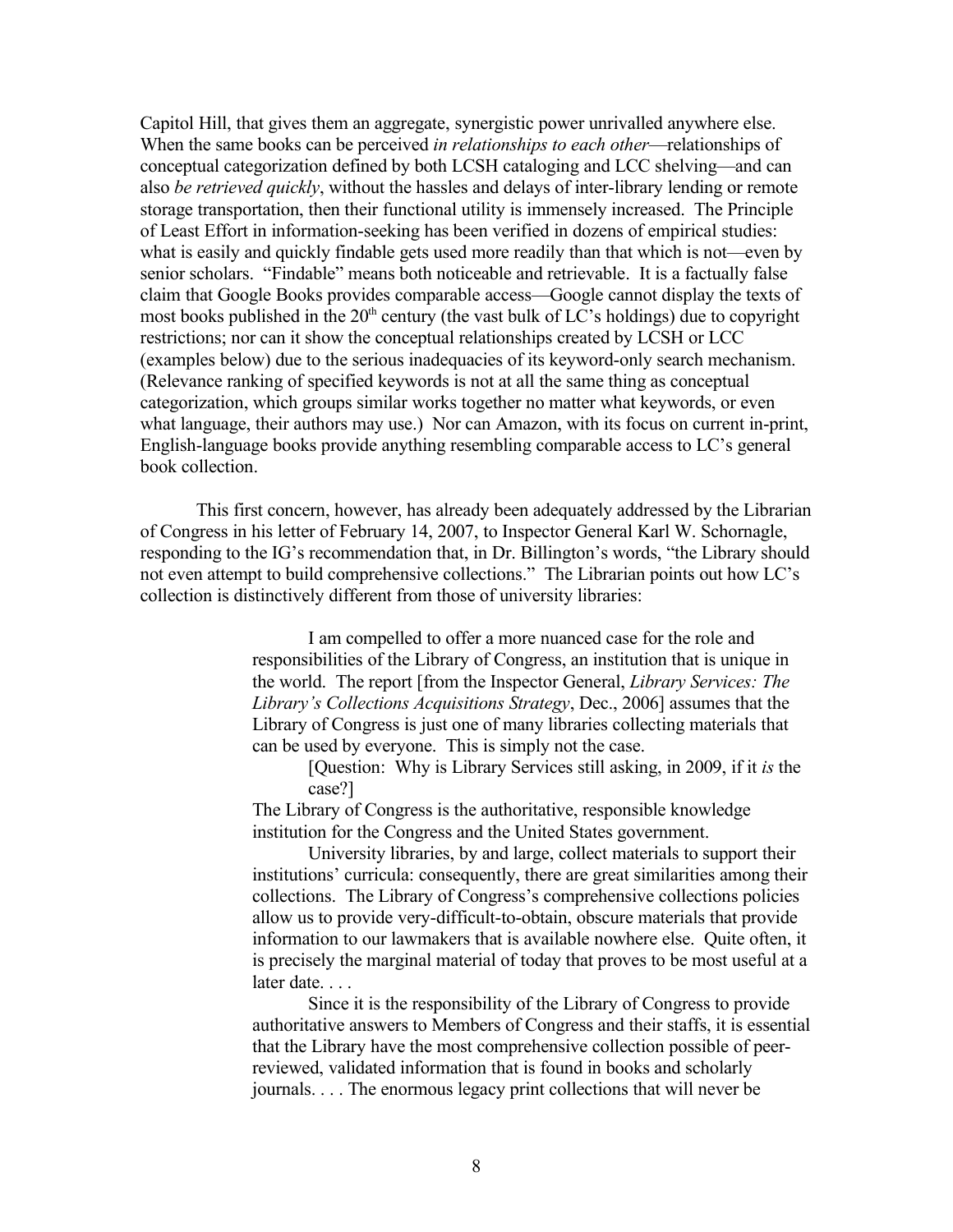Capitol Hill, that gives them an aggregate, synergistic power unrivalled anywhere else. When the same books can be perceived *in relationships to each other*—relationships of conceptual categorization defined by both LCSH cataloging and LCC shelving—and can also *be retrieved quickly*, without the hassles and delays of inter-library lending or remote storage transportation, then their functional utility is immensely increased. The Principle of Least Effort in information-seeking has been verified in dozens of empirical studies: what is easily and quickly findable gets used more readily than that which is not—even by senior scholars. "Findable" means both noticeable and retrievable. It is a factually false claim that Google Books provides comparable access—Google cannot display the texts of most books published in the 20th century (the vast bulk of LC's holdings) due to copyright restrictions; nor can it show the conceptual relationships created by LCSH or LCC (examples below) due to the serious inadequacies of its keyword-only search mechanism. (Relevance ranking of specified keywords is not at all the same thing as conceptual categorization, which groups similar works together no matter what keywords, or even what language, their authors may use.) Nor can Amazon, with its focus on current in-print, English-language books provide anything resembling comparable access to LC's general book collection.

This first concern, however, has already been adequately addressed by the Librarian of Congress in his letter of February 14, 2007, to Inspector General Karl W. Schornagle, responding to the IG's recommendation that, in Dr. Billington's words, "the Library should not even attempt to build comprehensive collections." The Librarian points out how LC's collection is distinctively different from those of university libraries:

> I am compelled to offer a more nuanced case for the role and responsibilities of the Library of Congress, an institution that is unique in the world. The report [from the Inspector General, *Library Services: The Library's Collections Acquisitions Strategy*, Dec., 2006] assumes that the Library of Congress is just one of many libraries collecting materials that can be used by everyone. This is simply not the case.
>
> [Question: Why is Library Services still asking, in 2009, if it *is* the case?]
>
> The Library of Congress is the authoritative, responsible knowledge institution for the Congress and the United States government.
>
> University libraries, by and large, collect materials to support their institutions' curricula: consequently, there are great similarities among their collections. The Library of Congress's comprehensive collections policies allow us to provide very-difficult-to-obtain, obscure materials that provide information to our lawmakers that is available nowhere else. Quite often, it is precisely the marginal material of today that proves to be most useful at a later date. . . .
>
> Since it is the responsibility of the Library of Congress to provide authoritative answers to Members of Congress and their staffs, it is essential that the Library have the most comprehensive collection possible of peer-reviewed, validated information that is found in books and scholarly journals. . . . The enormous legacy print collections that will never be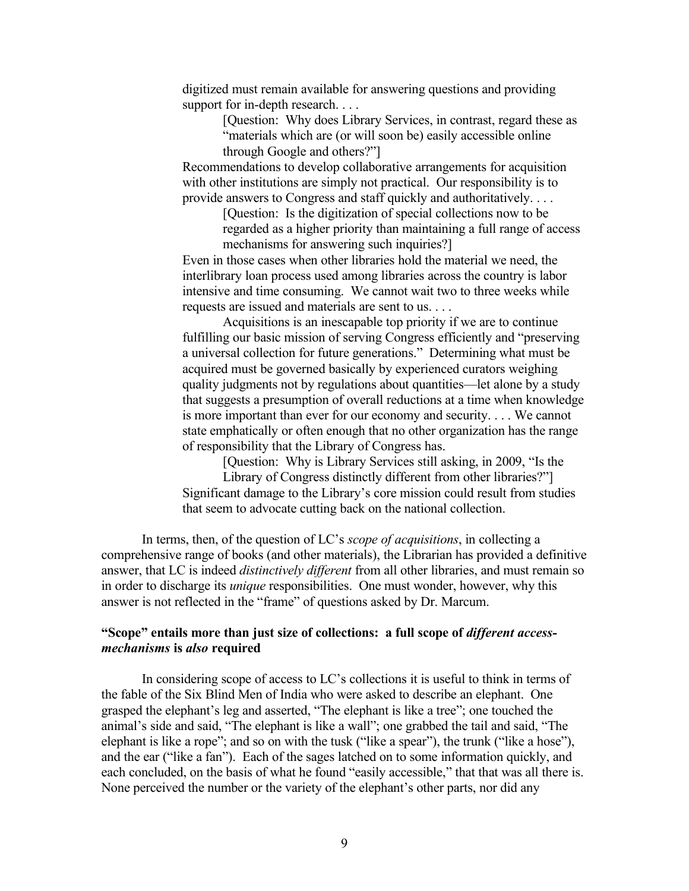> digitized must remain available for answering questions and providing support for in-depth research. . . .
>
> > [Question: Why does Library Services, in contrast, regard these as "materials which are (or will soon be) easily accessible online through Google and others?"]
>
> Recommendations to develop collaborative arrangements for acquisition with other institutions are simply not practical. Our responsibility is to provide answers to Congress and staff quickly and authoritatively. . . .
>
> > [Question: Is the digitization of special collections now to be regarded as a higher priority than maintaining a full range of access mechanisms for answering such inquiries?]
>
> Even in those cases when other libraries hold the material we need, the interlibrary loan process used among libraries across the country is labor intensive and time consuming. We cannot wait two to three weeks while requests are issued and materials are sent to us. . . .
>
> Acquisitions is an inescapable top priority if we are to continue fulfilling our basic mission of serving Congress efficiently and "preserving a universal collection for future generations." Determining what must be acquired must be governed basically by experienced curators weighing quality judgments not by regulations about quantities—let alone by a study that suggests a presumption of overall reductions at a time when knowledge is more important than ever for our economy and security. . . . We cannot state emphatically or often enough that no other organization has the range of responsibility that the Library of Congress has.
>
> > [Question: Why is Library Services still asking, in 2009, "Is the Library of Congress distinctly different from other libraries?"]
>
> Significant damage to the Library's core mission could result from studies that seem to advocate cutting back on the national collection.

In terms, then, of the question of LC's *scope of acquisitions*, in collecting a comprehensive range of books (and other materials), the Librarian has provided a definitive answer, that LC is indeed *distinctively different* from all other libraries, and must remain so in order to discharge its *unique* responsibilities. One must wonder, however, why this answer is not reflected in the "frame" of questions asked by Dr. Marcum.

**"Scope" entails more than just size of collections: a full scope of *different access-mechanisms* is *also* required**

In considering scope of access to LC's collections it is useful to think in terms of the fable of the Six Blind Men of India who were asked to describe an elephant. One grasped the elephant's leg and asserted, "The elephant is like a tree"; one touched the animal's side and said, "The elephant is like a wall"; one grabbed the tail and said, "The elephant is like a rope"; and so on with the tusk ("like a spear"), the trunk ("like a hose"), and the ear ("like a fan"). Each of the sages latched on to some information quickly, and each concluded, on the basis of what he found "easily accessible," that that was all there is. None perceived the number or the variety of the elephant's other parts, nor did any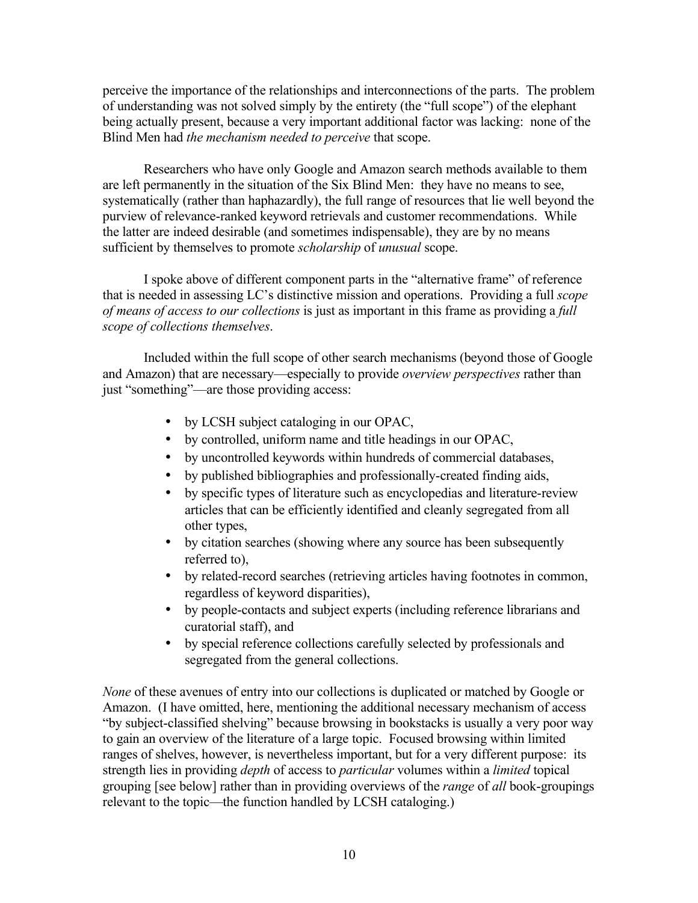perceive the importance of the relationships and interconnections of the parts. The problem of understanding was not solved simply by the entirety (the "full scope") of the elephant being actually present, because a very important additional factor was lacking: none of the Blind Men had *the mechanism needed to perceive* that scope.

Researchers who have only Google and Amazon search methods available to them are left permanently in the situation of the Six Blind Men: they have no means to see, systematically (rather than haphazardly), the full range of resources that lie well beyond the purview of relevance-ranked keyword retrievals and customer recommendations. While the latter are indeed desirable (and sometimes indispensable), they are by no means sufficient by themselves to promote *scholarship* of *unusual* scope.

I spoke above of different component parts in the "alternative frame" of reference that is needed in assessing LC's distinctive mission and operations. Providing a full *scope of means of access to our collections* is just as important in this frame as providing a *full scope of collections themselves*.

Included within the full scope of other search mechanisms (beyond those of Google and Amazon) that are necessary—especially to provide *overview perspectives* rather than just "something"—are those providing access:

- by LCSH subject cataloging in our OPAC,
- by controlled, uniform name and title headings in our OPAC,
- by uncontrolled keywords within hundreds of commercial databases,
- by published bibliographies and professionally-created finding aids,
- by specific types of literature such as encyclopedias and literature-review articles that can be efficiently identified and cleanly segregated from all other types,
- by citation searches (showing where any source has been subsequently referred to),
- by related-record searches (retrieving articles having footnotes in common, regardless of keyword disparities),
- by people-contacts and subject experts (including reference librarians and curatorial staff), and
- by special reference collections carefully selected by professionals and segregated from the general collections.

*None* of these avenues of entry into our collections is duplicated or matched by Google or Amazon. (I have omitted, here, mentioning the additional necessary mechanism of access "by subject-classified shelving" because browsing in bookstacks is usually a very poor way to gain an overview of the literature of a large topic. Focused browsing within limited ranges of shelves, however, is nevertheless important, but for a very different purpose: its strength lies in providing *depth* of access to *particular* volumes within a *limited* topical grouping [see below] rather than in providing overviews of the *range* of *all* book-groupings relevant to the topic—the function handled by LCSH cataloging.)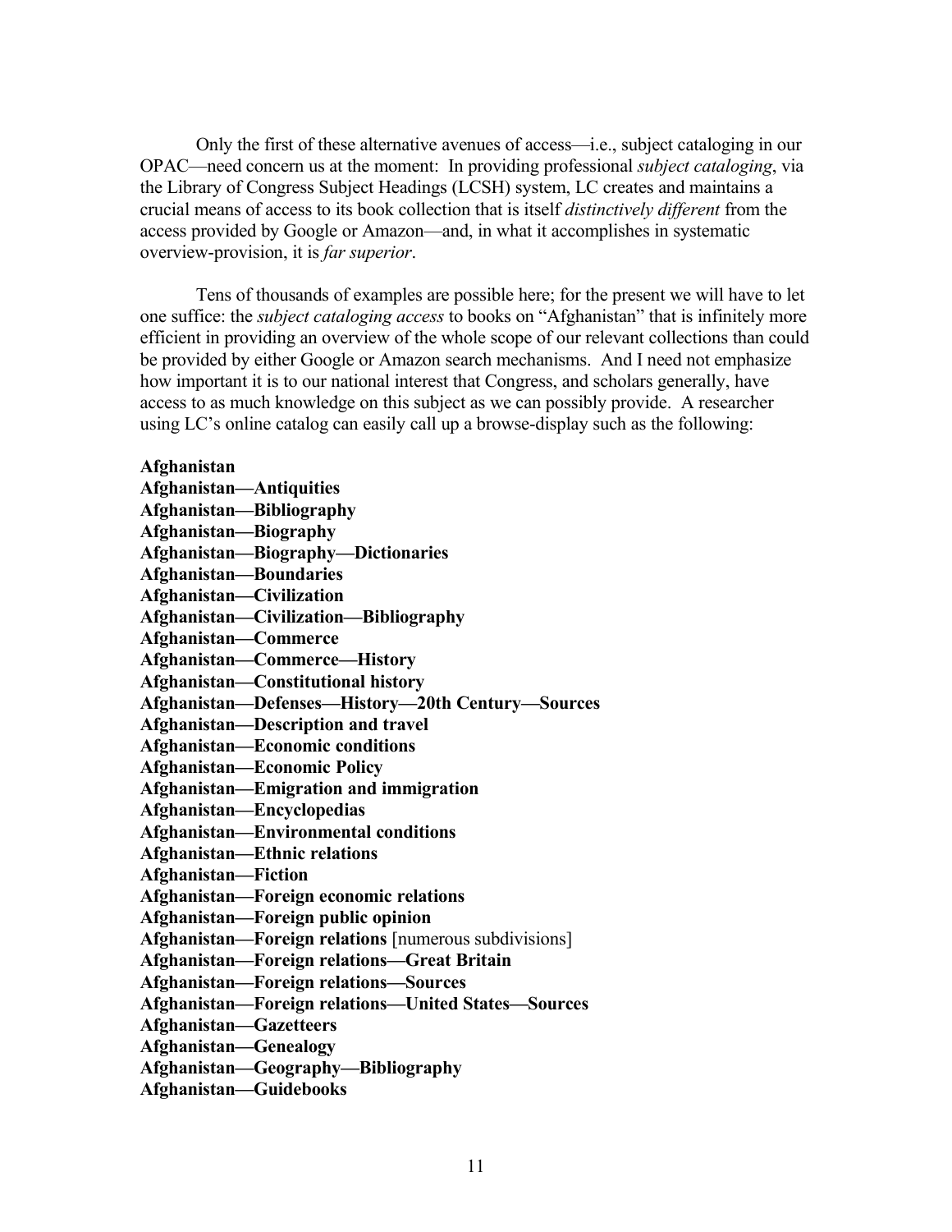Only the first of these alternative avenues of access—i.e., subject cataloging in our OPAC—need concern us at the moment: In providing professional *subject cataloging*, via the Library of Congress Subject Headings (LCSH) system, LC creates and maintains a crucial means of access to its book collection that is itself *distinctively different* from the access provided by Google or Amazon—and, in what it accomplishes in systematic overview-provision, it is *far superior*.

Tens of thousands of examples are possible here; for the present we will have to let one suffice: the *subject cataloging access* to books on "Afghanistan" that is infinitely more efficient in providing an overview of the whole scope of our relevant collections than could be provided by either Google or Amazon search mechanisms. And I need not emphasize how important it is to our national interest that Congress, and scholars generally, have access to as much knowledge on this subject as we can possibly provide. A researcher using LC's online catalog can easily call up a browse-display such as the following:

**Afghanistan**
**Afghanistan—Antiquities**
**Afghanistan—Bibliography**
**Afghanistan—Biography**
**Afghanistan—Biography—Dictionaries**
**Afghanistan—Boundaries**
**Afghanistan—Civilization**
**Afghanistan—Civilization—Bibliography**
**Afghanistan—Commerce**
**Afghanistan—Commerce—History**
**Afghanistan—Constitutional history**
**Afghanistan—Defenses—History—20th Century—Sources**
**Afghanistan—Description and travel**
**Afghanistan—Economic conditions**
**Afghanistan—Economic Policy**
**Afghanistan—Emigration and immigration**
**Afghanistan—Encyclopedias**
**Afghanistan—Environmental conditions**
**Afghanistan—Ethnic relations**
**Afghanistan—Fiction**
**Afghanistan—Foreign economic relations**
**Afghanistan—Foreign public opinion**
**Afghanistan—Foreign relations** [numerous subdivisions]
**Afghanistan—Foreign relations—Great Britain**
**Afghanistan—Foreign relations—Sources**
**Afghanistan—Foreign relations—United States—Sources**
**Afghanistan—Gazetteers**
**Afghanistan—Genealogy**
**Afghanistan—Geography—Bibliography**
**Afghanistan—Guidebooks**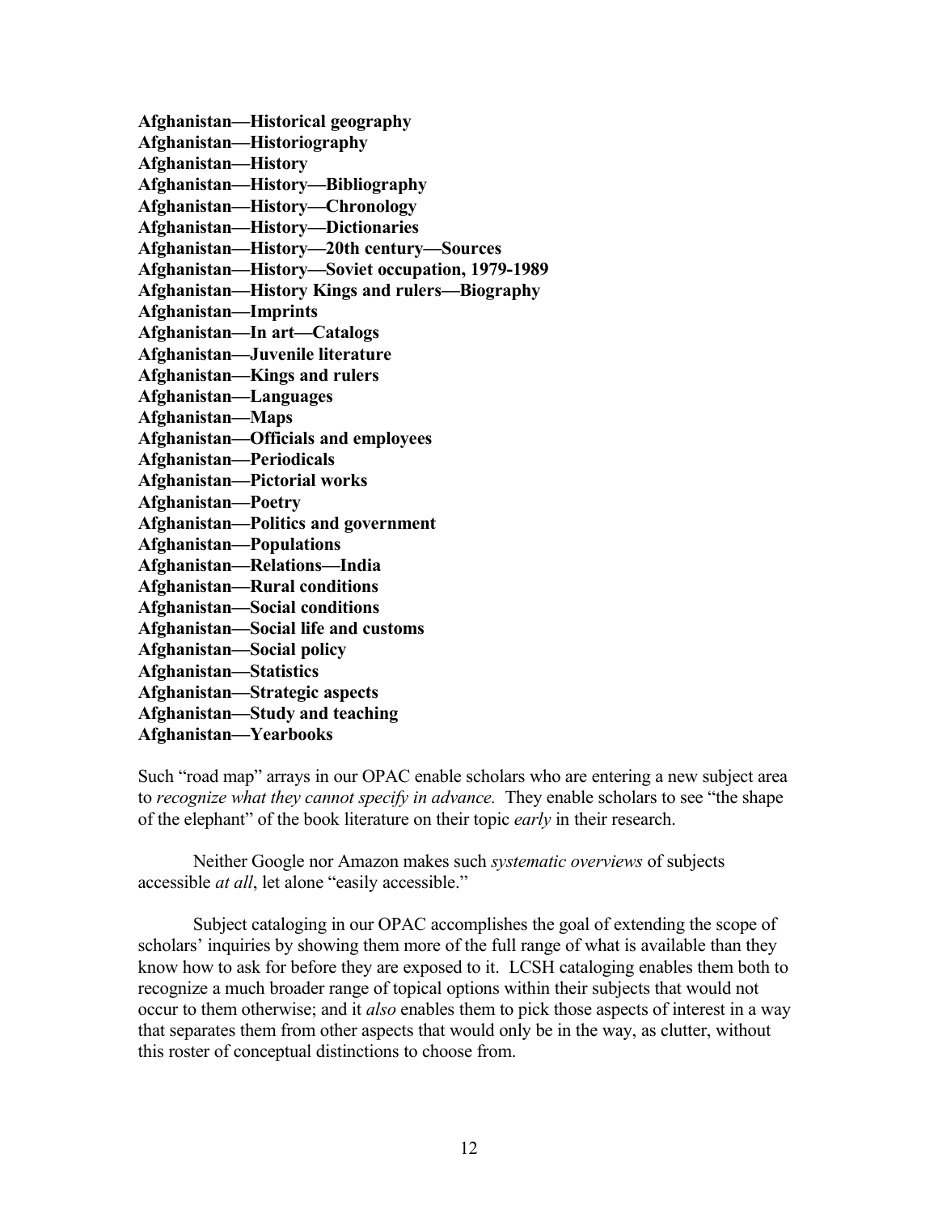**Afghanistan—Historical geography**
**Afghanistan—Historiography**
**Afghanistan—History**
**Afghanistan—History—Bibliography**
**Afghanistan—History—Chronology**
**Afghanistan—History—Dictionaries**
**Afghanistan—History—20th century—Sources**
**Afghanistan—History—Soviet occupation, 1979-1989**
**Afghanistan—History Kings and rulers—Biography**
**Afghanistan—Imprints**
**Afghanistan—In art—Catalogs**
**Afghanistan—Juvenile literature**
**Afghanistan—Kings and rulers**
**Afghanistan—Languages**
**Afghanistan—Maps**
**Afghanistan—Officials and employees**
**Afghanistan—Periodicals**
**Afghanistan—Pictorial works**
**Afghanistan—Poetry**
**Afghanistan—Politics and government**
**Afghanistan—Populations**
**Afghanistan—Relations—India**
**Afghanistan—Rural conditions**
**Afghanistan—Social conditions**
**Afghanistan—Social life and customs**
**Afghanistan—Social policy**
**Afghanistan—Statistics**
**Afghanistan—Strategic aspects**
**Afghanistan—Study and teaching**
**Afghanistan—Yearbooks**

Such "road map" arrays in our OPAC enable scholars who are entering a new subject area to *recognize what they cannot specify in advance.* They enable scholars to see "the shape of the elephant" of the book literature on their topic *early* in their research.

Neither Google nor Amazon makes such *systematic overviews* of subjects accessible *at all*, let alone "easily accessible."

Subject cataloging in our OPAC accomplishes the goal of extending the scope of scholars' inquiries by showing them more of the full range of what is available than they know how to ask for before they are exposed to it. LCSH cataloging enables them both to recognize a much broader range of topical options within their subjects that would not occur to them otherwise; and it *also* enables them to pick those aspects of interest in a way that separates them from other aspects that would only be in the way, as clutter, without this roster of conceptual distinctions to choose from.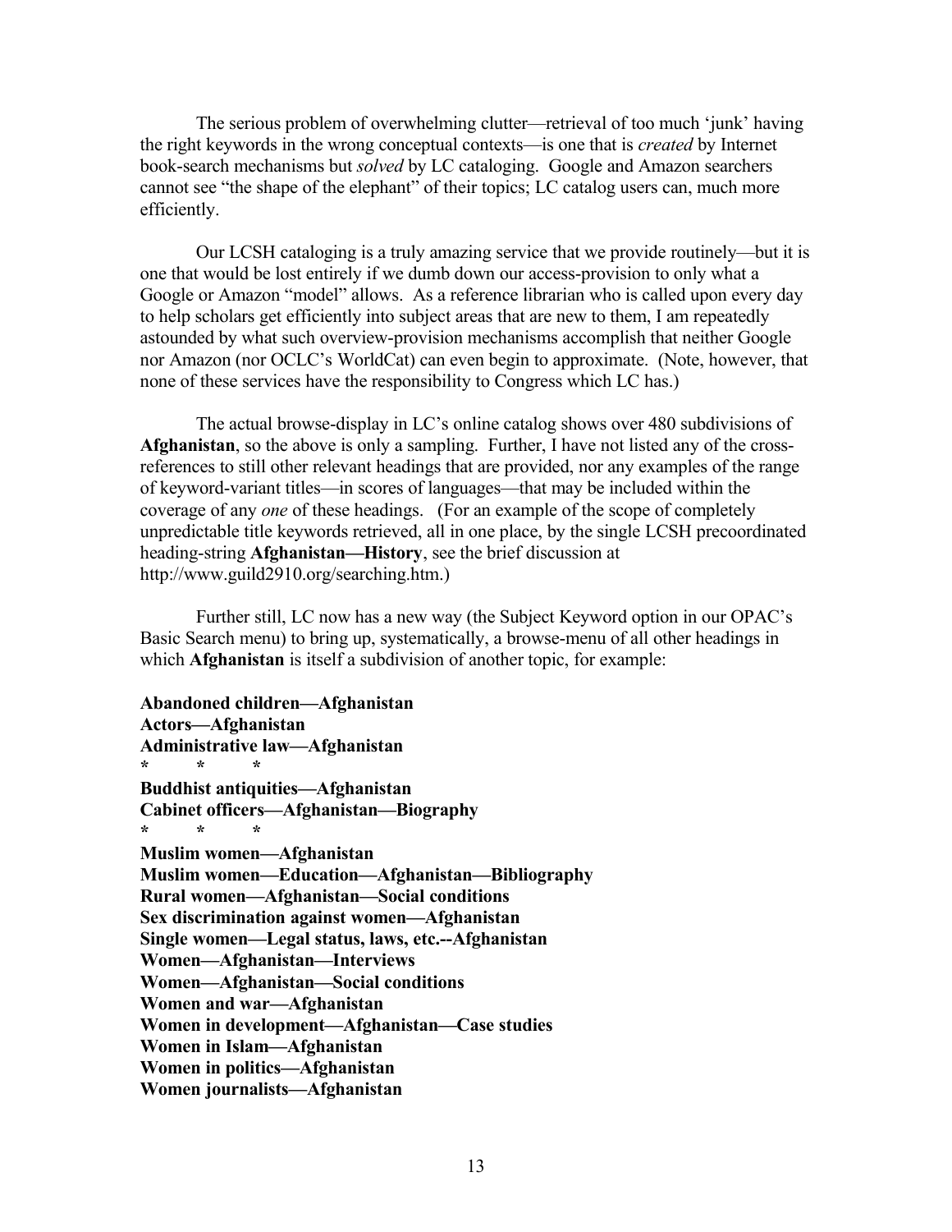The serious problem of overwhelming clutter—retrieval of too much 'junk' having the right keywords in the wrong conceptual contexts—is one that is *created* by Internet book-search mechanisms but *solved* by LC cataloging. Google and Amazon searchers cannot see "the shape of the elephant" of their topics; LC catalog users can, much more efficiently.

Our LCSH cataloging is a truly amazing service that we provide routinely—but it is one that would be lost entirely if we dumb down our access-provision to only what a Google or Amazon "model" allows. As a reference librarian who is called upon every day to help scholars get efficiently into subject areas that are new to them, I am repeatedly astounded by what such overview-provision mechanisms accomplish that neither Google nor Amazon (nor OCLC's WorldCat) can even begin to approximate. (Note, however, that none of these services have the responsibility to Congress which LC has.)

The actual browse-display in LC's online catalog shows over 480 subdivisions of **Afghanistan**, so the above is only a sampling. Further, I have not listed any of the cross-references to still other relevant headings that are provided, nor any examples of the range of keyword-variant titles—in scores of languages—that may be included within the coverage of any *one* of these headings. (For an example of the scope of completely unpredictable title keywords retrieved, all in one place, by the single LCSH precoordinated heading-string **Afghanistan—History**, see the brief discussion at http://www.guild2910.org/searching.htm.)

Further still, LC now has a new way (the Subject Keyword option in our OPAC's Basic Search menu) to bring up, systematically, a browse-menu of all other headings in which **Afghanistan** is itself a subdivision of another topic, for example:

**Abandoned children—Afghanistan**
**Actors—Afghanistan**
**Administrative law—Afghanistan**
**\*    \*    \***
**Buddhist antiquities—Afghanistan**
**Cabinet officers—Afghanistan—Biography**
**\*    \*    \***
**Muslim women—Afghanistan**
**Muslim women—Education—Afghanistan—Bibliography**
**Rural women—Afghanistan—Social conditions**
**Sex discrimination against women—Afghanistan**
**Single women—Legal status, laws, etc.--Afghanistan**
**Women—Afghanistan—Interviews**
**Women—Afghanistan—Social conditions**
**Women and war—Afghanistan**
**Women in development—Afghanistan—Case studies**
**Women in Islam—Afghanistan**
**Women in politics—Afghanistan**
**Women journalists—Afghanistan**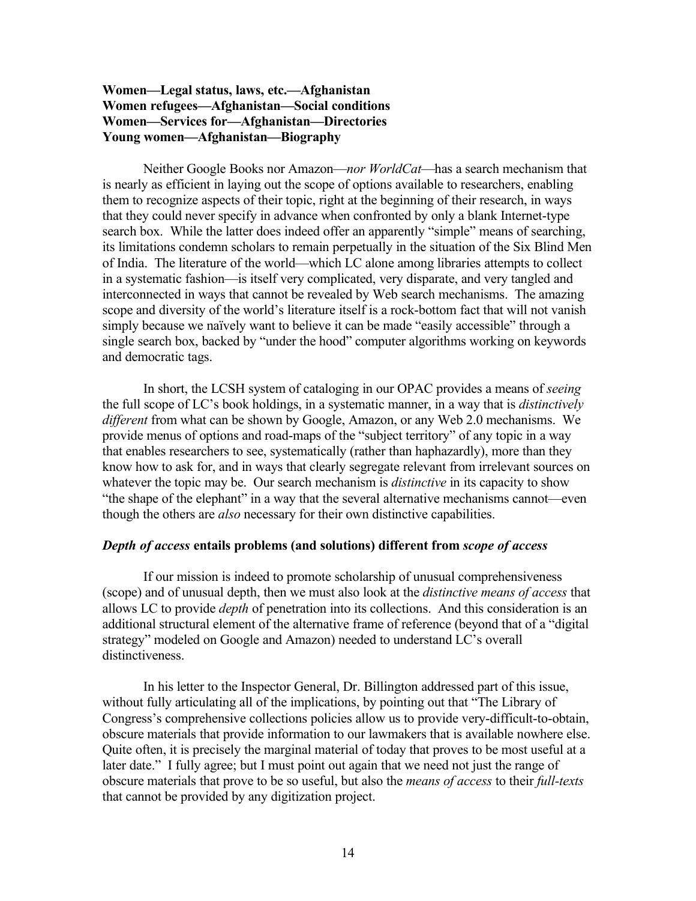**Women—Legal status, laws, etc.—Afghanistan**
**Women refugees—Afghanistan—Social conditions**
**Women—Services for—Afghanistan—Directories**
**Young women—Afghanistan—Biography**

Neither Google Books nor Amazon—*nor WorldCat*—has a search mechanism that is nearly as efficient in laying out the scope of options available to researchers, enabling them to recognize aspects of their topic, right at the beginning of their research, in ways that they could never specify in advance when confronted by only a blank Internet-type search box. While the latter does indeed offer an apparently "simple" means of searching, its limitations condemn scholars to remain perpetually in the situation of the Six Blind Men of India. The literature of the world—which LC alone among libraries attempts to collect in a systematic fashion—is itself very complicated, very disparate, and very tangled and interconnected in ways that cannot be revealed by Web search mechanisms. The amazing scope and diversity of the world's literature itself is a rock-bottom fact that will not vanish simply because we naïvely want to believe it can be made "easily accessible" through a single search box, backed by "under the hood" computer algorithms working on keywords and democratic tags.

In short, the LCSH system of cataloging in our OPAC provides a means of *seeing* the full scope of LC's book holdings, in a systematic manner, in a way that is *distinctively different* from what can be shown by Google, Amazon, or any Web 2.0 mechanisms. We provide menus of options and road-maps of the "subject territory" of any topic in a way that enables researchers to see, systematically (rather than haphazardly), more than they know how to ask for, and in ways that clearly segregate relevant from irrelevant sources on whatever the topic may be. Our search mechanism is *distinctive* in its capacity to show "the shape of the elephant" in a way that the several alternative mechanisms cannot—even though the others are *also* necessary for their own distinctive capabilities.

### ***Depth of access* entails problems (and solutions) different from *scope of access***

If our mission is indeed to promote scholarship of unusual comprehensiveness (scope) and of unusual depth, then we must also look at the *distinctive means of access* that allows LC to provide *depth* of penetration into its collections. And this consideration is an additional structural element of the alternative frame of reference (beyond that of a "digital strategy" modeled on Google and Amazon) needed to understand LC's overall distinctiveness.

In his letter to the Inspector General, Dr. Billington addressed part of this issue, without fully articulating all of the implications, by pointing out that "The Library of Congress's comprehensive collections policies allow us to provide very-difficult-to-obtain, obscure materials that provide information to our lawmakers that is available nowhere else. Quite often, it is precisely the marginal material of today that proves to be most useful at a later date." I fully agree; but I must point out again that we need not just the range of obscure materials that prove to be so useful, but also the *means of access* to their *full-texts* that cannot be provided by any digitization project.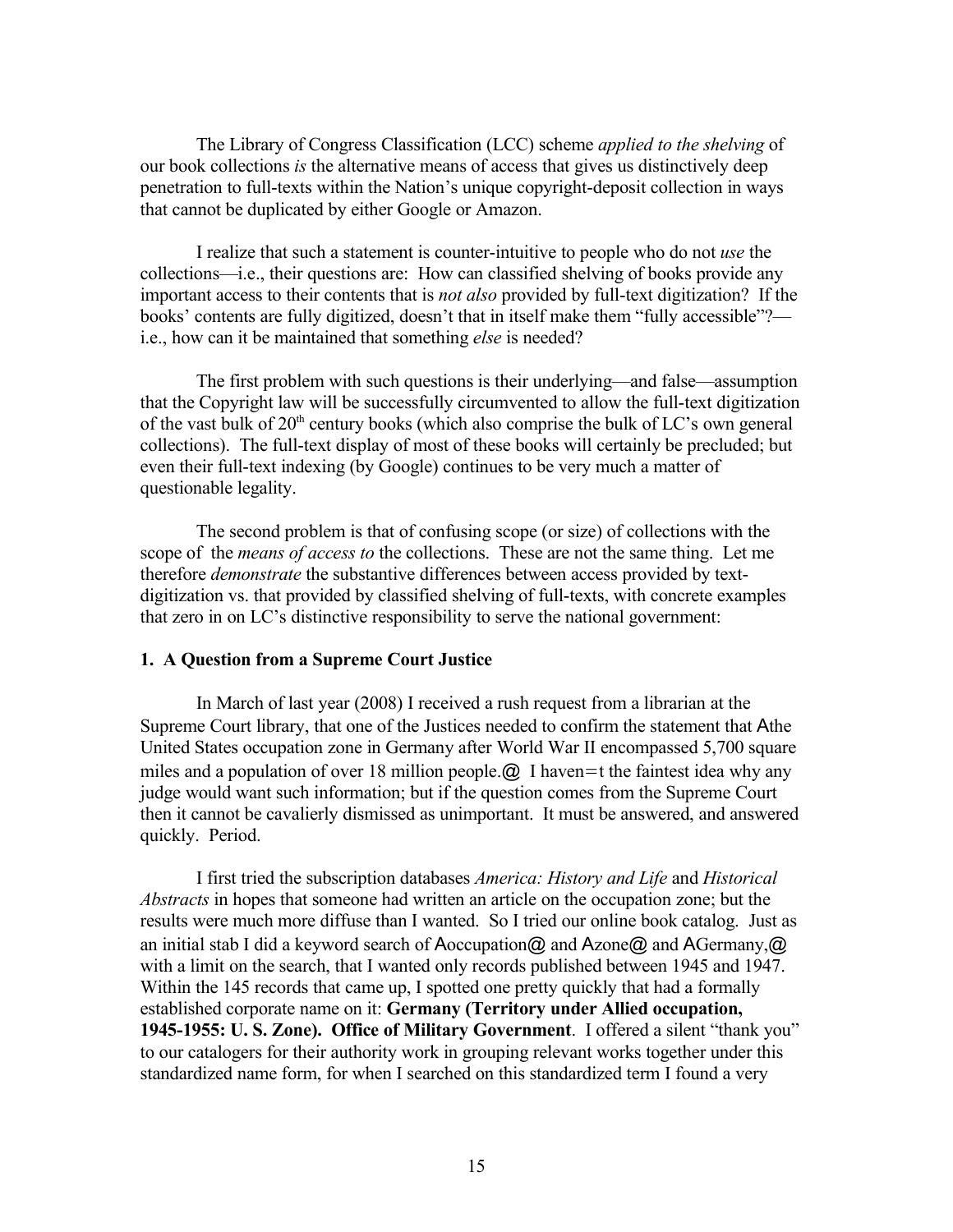The Library of Congress Classification (LCC) scheme *applied to the shelving* of our book collections *is* the alternative means of access that gives us distinctively deep penetration to full-texts within the Nation's unique copyright-deposit collection in ways that cannot be duplicated by either Google or Amazon.

I realize that such a statement is counter-intuitive to people who do not *use* the collections—i.e., their questions are: How can classified shelving of books provide any important access to their contents that is *not also* provided by full-text digitization? If the books' contents are fully digitized, doesn't that in itself make them "fully accessible"?—i.e., how can it be maintained that something *else* is needed?

The first problem with such questions is their underlying—and false—assumption that the Copyright law will be successfully circumvented to allow the full-text digitization of the vast bulk of 20th century books (which also comprise the bulk of LC's own general collections). The full-text display of most of these books will certainly be precluded; but even their full-text indexing (by Google) continues to be very much a matter of questionable legality.

The second problem is that of confusing scope (or size) of collections with the scope of the *means of access to* the collections. These are not the same thing. Let me therefore *demonstrate* the substantive differences between access provided by text-digitization vs. that provided by classified shelving of full-texts, with concrete examples that zero in on LC's distinctive responsibility to serve the national government:

**1. A Question from a Supreme Court Justice**

In March of last year (2008) I received a rush request from a librarian at the Supreme Court library, that one of the Justices needed to confirm the statement that Athe United States occupation zone in Germany after World War II encompassed 5,700 square miles and a population of over 18 million people.@ I haven=t the faintest idea why any judge would want such information; but if the question comes from the Supreme Court then it cannot be cavalierly dismissed as unimportant. It must be answered, and answered quickly. Period.

I first tried the subscription databases *America: History and Life* and *Historical Abstracts* in hopes that someone had written an article on the occupation zone; but the results were much more diffuse than I wanted. So I tried our online book catalog. Just as an initial stab I did a keyword search of Aoccupation@ and Azone@ and AGermany,@ with a limit on the search, that I wanted only records published between 1945 and 1947. Within the 145 records that came up, I spotted one pretty quickly that had a formally established corporate name on it: **Germany (Territory under Allied occupation, 1945-1955: U. S. Zone). Office of Military Government**. I offered a silent "thank you" to our catalogers for their authority work in grouping relevant works together under this standardized name form, for when I searched on this standardized term I found a very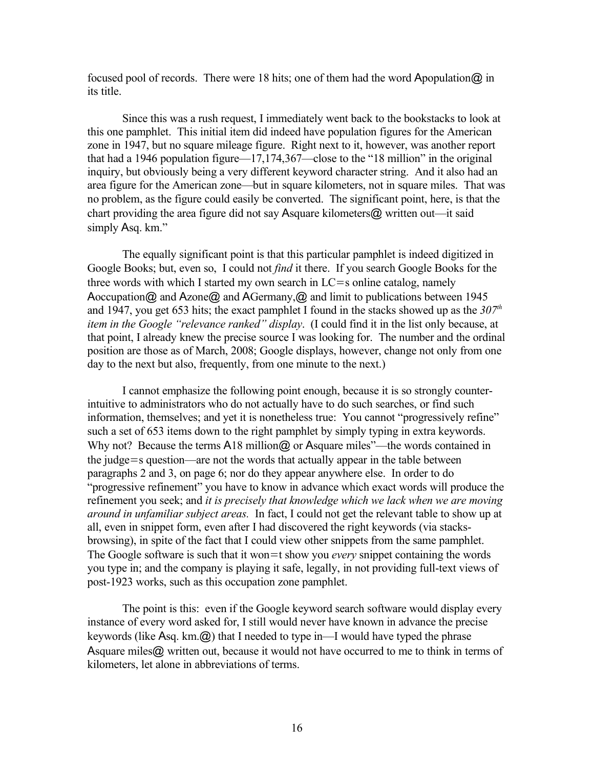focused pool of records. There were 18 hits; one of them had the word Apopulation@ in its title.

Since this was a rush request, I immediately went back to the bookstacks to look at this one pamphlet. This initial item did indeed have population figures for the American zone in 1947, but no square mileage figure. Right next to it, however, was another report that had a 1946 population figure—17,174,367—close to the "18 million" in the original inquiry, but obviously being a very different keyword character string. And it also had an area figure for the American zone—but in square kilometers, not in square miles. That was no problem, as the figure could easily be converted. The significant point, here, is that the chart providing the area figure did not say Asquare kilometers@ written out—it said simply Asq. km."

The equally significant point is that this particular pamphlet is indeed digitized in Google Books; but, even so, I could not *find* it there. If you search Google Books for the three words with which I started my own search in LC=s online catalog, namely Aoccupation@ and Azone@ and AGermany,@ and limit to publications between 1945 and 1947, you get 653 hits; the exact pamphlet I found in the stacks showed up as the *307th item in the Google "relevance ranked" display*. (I could find it in the list only because, at that point, I already knew the precise source I was looking for. The number and the ordinal position are those as of March, 2008; Google displays, however, change not only from one day to the next but also, frequently, from one minute to the next.)

I cannot emphasize the following point enough, because it is so strongly counter-intuitive to administrators who do not actually have to do such searches, or find such information, themselves; and yet it is nonetheless true: You cannot "progressively refine" such a set of 653 items down to the right pamphlet by simply typing in extra keywords. Why not? Because the terms A18 million@ or Asquare miles"—the words contained in the judge=s question—are not the words that actually appear in the table between paragraphs 2 and 3, on page 6; nor do they appear anywhere else. In order to do "progressive refinement" you have to know in advance which exact words will produce the refinement you seek; and *it is precisely that knowledge which we lack when we are moving around in unfamiliar subject areas.* In fact, I could not get the relevant table to show up at all, even in snippet form, even after I had discovered the right keywords (via stacks-browsing), in spite of the fact that I could view other snippets from the same pamphlet. The Google software is such that it won=t show you *every* snippet containing the words you type in; and the company is playing it safe, legally, in not providing full-text views of post-1923 works, such as this occupation zone pamphlet.

The point is this: even if the Google keyword search software would display every instance of every word asked for, I still would never have known in advance the precise keywords (like Asq. km.@) that I needed to type in—I would have typed the phrase Asquare miles@ written out, because it would not have occurred to me to think in terms of kilometers, let alone in abbreviations of terms.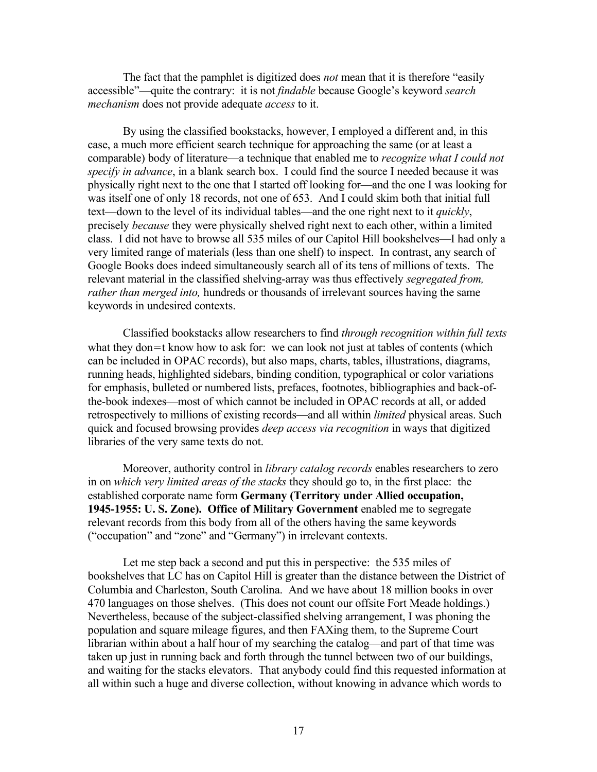The fact that the pamphlet is digitized does *not* mean that it is therefore "easily accessible"—quite the contrary: it is not *findable* because Google's keyword *search mechanism* does not provide adequate *access* to it.

By using the classified bookstacks, however, I employed a different and, in this case, a much more efficient search technique for approaching the same (or at least a comparable) body of literature—a technique that enabled me to *recognize what I could not specify in advance*, in a blank search box. I could find the source I needed because it was physically right next to the one that I started off looking for—and the one I was looking for was itself one of only 18 records, not one of 653. And I could skim both that initial full text—down to the level of its individual tables—and the one right next to it *quickly*, precisely *because* they were physically shelved right next to each other, within a limited class. I did not have to browse all 535 miles of our Capitol Hill bookshelves—I had only a very limited range of materials (less than one shelf) to inspect. In contrast, any search of Google Books does indeed simultaneously search all of its tens of millions of texts. The relevant material in the classified shelving-array was thus effectively *segregated from, rather than merged into,* hundreds or thousands of irrelevant sources having the same keywords in undesired contexts.

Classified bookstacks allow researchers to find *through recognition within full texts* what they don=t know how to ask for: we can look not just at tables of contents (which can be included in OPAC records), but also maps, charts, tables, illustrations, diagrams, running heads, highlighted sidebars, binding condition, typographical or color variations for emphasis, bulleted or numbered lists, prefaces, footnotes, bibliographies and back-of-the-book indexes—most of which cannot be included in OPAC records at all, or added retrospectively to millions of existing records—and all within *limited* physical areas. Such quick and focused browsing provides *deep access via recognition* in ways that digitized libraries of the very same texts do not.

Moreover, authority control in *library catalog records* enables researchers to zero in on *which very limited areas of the stacks* they should go to, in the first place: the established corporate name form **Germany (Territory under Allied occupation, 1945-1955: U. S. Zone). Office of Military Government** enabled me to segregate relevant records from this body from all of the others having the same keywords ("occupation" and "zone" and "Germany") in irrelevant contexts.

Let me step back a second and put this in perspective: the 535 miles of bookshelves that LC has on Capitol Hill is greater than the distance between the District of Columbia and Charleston, South Carolina. And we have about 18 million books in over 470 languages on those shelves. (This does not count our offsite Fort Meade holdings.) Nevertheless, because of the subject-classified shelving arrangement, I was phoning the population and square mileage figures, and then FAXing them, to the Supreme Court librarian within about a half hour of my searching the catalog—and part of that time was taken up just in running back and forth through the tunnel between two of our buildings, and waiting for the stacks elevators. That anybody could find this requested information at all within such a huge and diverse collection, without knowing in advance which words to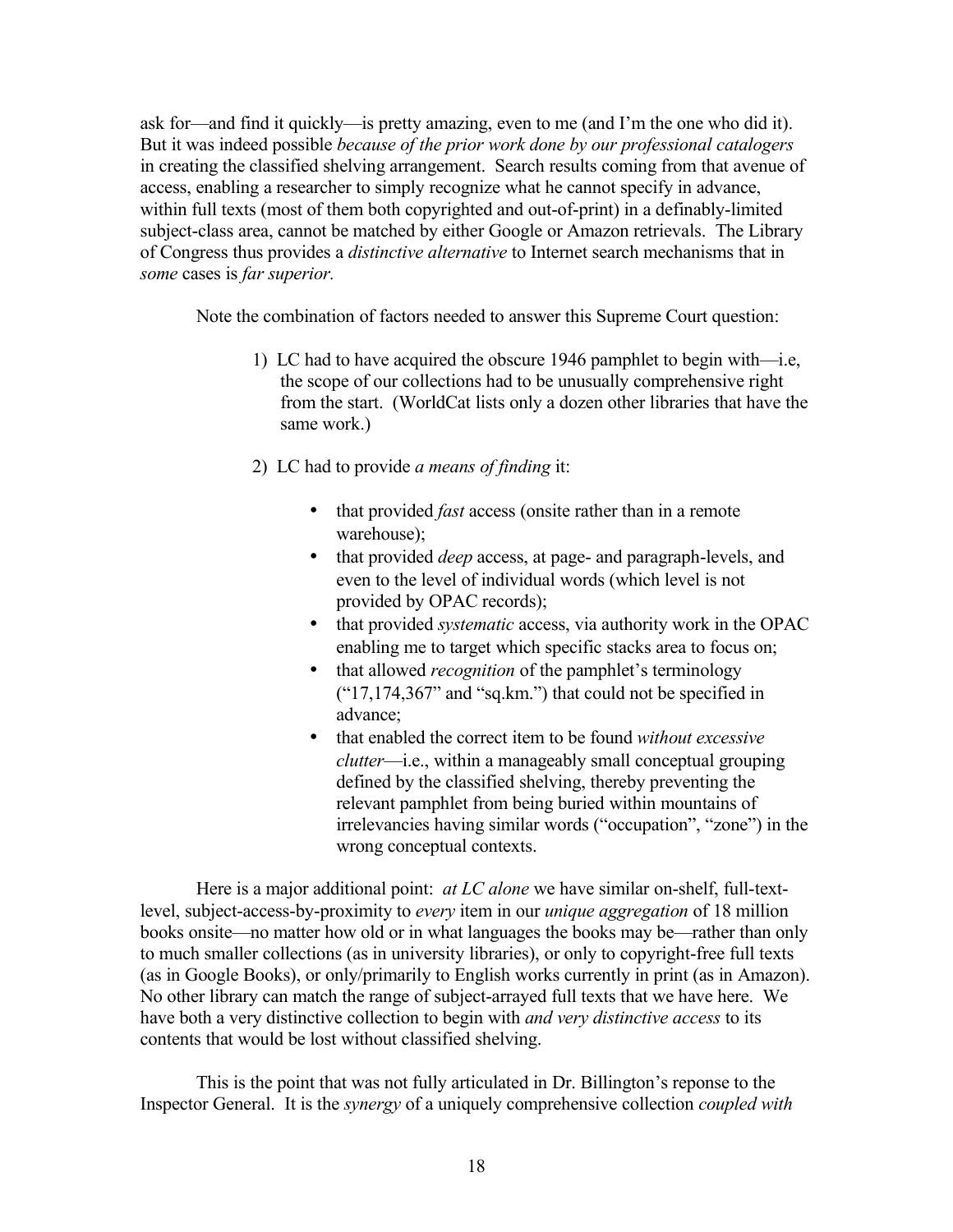ask for—and find it quickly—is pretty amazing, even to me (and I'm the one who did it). But it was indeed possible *because of the prior work done by our professional catalogers* in creating the classified shelving arrangement. Search results coming from that avenue of access, enabling a researcher to simply recognize what he cannot specify in advance, within full texts (most of them both copyrighted and out-of-print) in a definably-limited subject-class area, cannot be matched by either Google or Amazon retrievals. The Library of Congress thus provides a *distinctive alternative* to Internet search mechanisms that in *some* cases is *far superior.*

Note the combination of factors needed to answer this Supreme Court question:

1) LC had to have acquired the obscure 1946 pamphlet to begin with—i.e, the scope of our collections had to be unusually comprehensive right from the start. (WorldCat lists only a dozen other libraries that have the same work.)

2) LC had to provide *a means of finding* it:

   - that provided *fast* access (onsite rather than in a remote warehouse);
   - that provided *deep* access, at page- and paragraph-levels, and even to the level of individual words (which level is not provided by OPAC records);
   - that provided *systematic* access, via authority work in the OPAC enabling me to target which specific stacks area to focus on;
   - that allowed *recognition* of the pamphlet's terminology ("17,174,367" and "sq.km.") that could not be specified in advance;
   - that enabled the correct item to be found *without excessive clutter*—i.e., within a manageably small conceptual grouping defined by the classified shelving, thereby preventing the relevant pamphlet from being buried within mountains of irrelevancies having similar words ("occupation", "zone") in the wrong conceptual contexts.

Here is a major additional point: *at LC alone* we have similar on-shelf, full-text-level, subject-access-by-proximity to *every* item in our *unique aggregation* of 18 million books onsite—no matter how old or in what languages the books may be—rather than only to much smaller collections (as in university libraries), or only to copyright-free full texts (as in Google Books), or only/primarily to English works currently in print (as in Amazon). No other library can match the range of subject-arrayed full texts that we have here. We have both a very distinctive collection to begin with *and very distinctive access* to its contents that would be lost without classified shelving.

This is the point that was not fully articulated in Dr. Billington's reponse to the Inspector General. It is the *synergy* of a uniquely comprehensive collection *coupled with*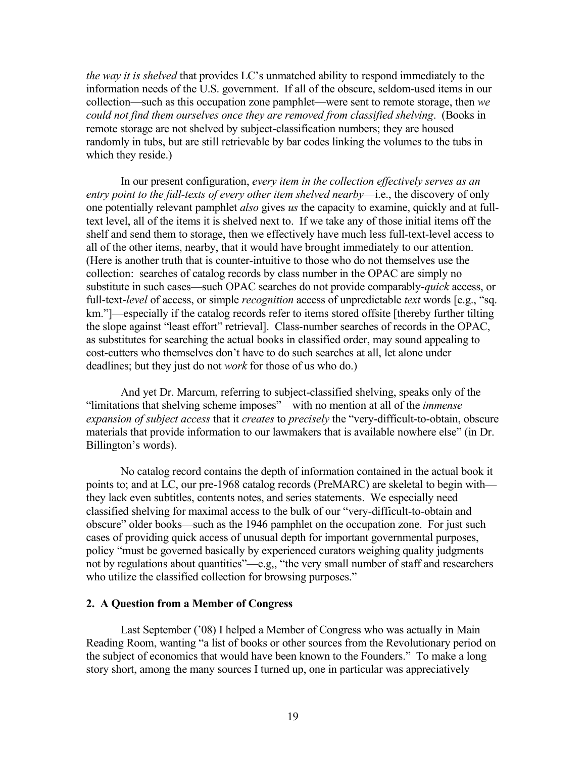*the way it is shelved* that provides LC's unmatched ability to respond immediately to the information needs of the U.S. government. If all of the obscure, seldom-used items in our collection—such as this occupation zone pamphlet—were sent to remote storage, then *we could not find them ourselves once they are removed from classified shelving*. (Books in remote storage are not shelved by subject-classification numbers; they are housed randomly in tubs, but are still retrievable by bar codes linking the volumes to the tubs in which they reside.)

In our present configuration, *every item in the collection effectively serves as an entry point to the full-texts of every other item shelved nearby*—i.e., the discovery of only one potentially relevant pamphlet *also* gives *us* the capacity to examine, quickly and at full-text level, all of the items it is shelved next to. If we take any of those initial items off the shelf and send them to storage, then we effectively have much less full-text-level access to all of the other items, nearby, that it would have brought immediately to our attention. (Here is another truth that is counter-intuitive to those who do not themselves use the collection: searches of catalog records by class number in the OPAC are simply no substitute in such cases—such OPAC searches do not provide comparably-*quick* access, or full-text-*level* of access, or simple *recognition* access of unpredictable *text* words [e.g., "sq. km."]—especially if the catalog records refer to items stored offsite [thereby further tilting the slope against "least effort" retrieval]. Class-number searches of records in the OPAC, as substitutes for searching the actual books in classified order, may sound appealing to cost-cutters who themselves don't have to do such searches at all, let alone under deadlines; but they just do not *work* for those of us who do.)

And yet Dr. Marcum, referring to subject-classified shelving, speaks only of the "limitations that shelving scheme imposes"—with no mention at all of the *immense expansion of subject access* that it *creates* to *precisely* the "very-difficult-to-obtain, obscure materials that provide information to our lawmakers that is available nowhere else" (in Dr. Billington's words).

No catalog record contains the depth of information contained in the actual book it points to; and at LC, our pre-1968 catalog records (PreMARC) are skeletal to begin with—they lack even subtitles, contents notes, and series statements. We especially need classified shelving for maximal access to the bulk of our "very-difficult-to-obtain and obscure" older books—such as the 1946 pamphlet on the occupation zone. For just such cases of providing quick access of unusual depth for important governmental purposes, policy "must be governed basically by experienced curators weighing quality judgments not by regulations about quantities"—e.g,, "the very small number of staff and researchers who utilize the classified collection for browsing purposes."

### 2. A Question from a Member of Congress

Last September ('08) I helped a Member of Congress who was actually in Main Reading Room, wanting "a list of books or other sources from the Revolutionary period on the subject of economics that would have been known to the Founders." To make a long story short, among the many sources I turned up, one in particular was appreciatively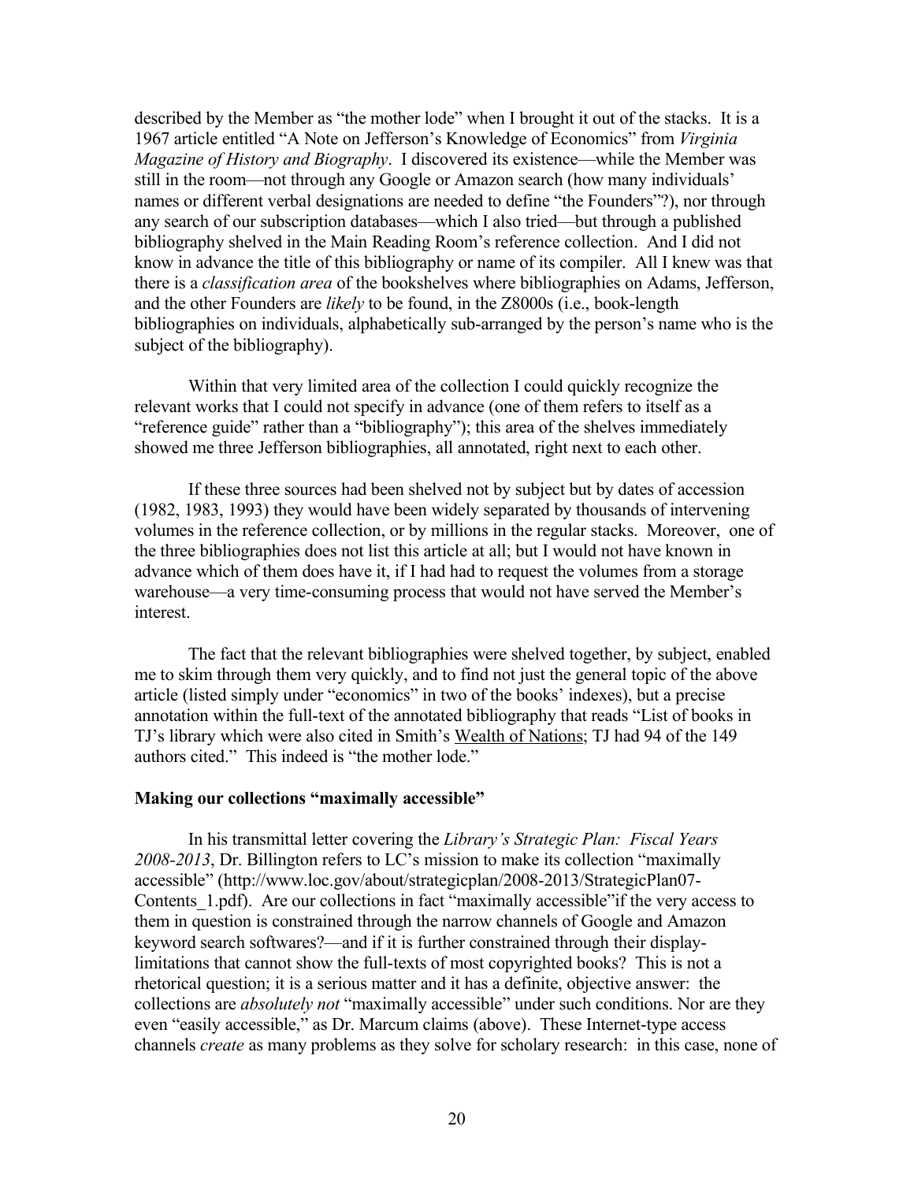described by the Member as "the mother lode" when I brought it out of the stacks. It is a 1967 article entitled "A Note on Jefferson's Knowledge of Economics" from *Virginia Magazine of History and Biography*. I discovered its existence—while the Member was still in the room—not through any Google or Amazon search (how many individuals' names or different verbal designations are needed to define "the Founders"?), nor through any search of our subscription databases—which I also tried—but through a published bibliography shelved in the Main Reading Room's reference collection. And I did not know in advance the title of this bibliography or name of its compiler. All I knew was that there is a *classification area* of the bookshelves where bibliographies on Adams, Jefferson, and the other Founders are *likely* to be found, in the Z8000s (i.e., book-length bibliographies on individuals, alphabetically sub-arranged by the person's name who is the subject of the bibliography).

Within that very limited area of the collection I could quickly recognize the relevant works that I could not specify in advance (one of them refers to itself as a "reference guide" rather than a "bibliography"); this area of the shelves immediately showed me three Jefferson bibliographies, all annotated, right next to each other.

If these three sources had been shelved not by subject but by dates of accession (1982, 1983, 1993) they would have been widely separated by thousands of intervening volumes in the reference collection, or by millions in the regular stacks. Moreover, one of the three bibliographies does not list this article at all; but I would not have known in advance which of them does have it, if I had had to request the volumes from a storage warehouse—a very time-consuming process that would not have served the Member's interest.

The fact that the relevant bibliographies were shelved together, by subject, enabled me to skim through them very quickly, and to find not just the general topic of the above article (listed simply under "economics" in two of the books' indexes), but a precise annotation within the full-text of the annotated bibliography that reads "List of books in TJ's library which were also cited in Smith's Wealth of Nations; TJ had 94 of the 149 authors cited." This indeed is "the mother lode."

**Making our collections "maximally accessible"**

In his transmittal letter covering the *Library's Strategic Plan: Fiscal Years 2008-2013*, Dr. Billington refers to LC's mission to make its collection "maximally accessible" (http://www.loc.gov/about/strategicplan/2008-2013/StrategicPlan07-Contents_1.pdf). Are our collections in fact "maximally accessible"if the very access to them in question is constrained through the narrow channels of Google and Amazon keyword search softwares?—and if it is further constrained through their display-limitations that cannot show the full-texts of most copyrighted books? This is not a rhetorical question; it is a serious matter and it has a definite, objective answer: the collections are *absolutely not* "maximally accessible" under such conditions. Nor are they even "easily accessible," as Dr. Marcum claims (above). These Internet-type access channels *create* as many problems as they solve for scholary research: in this case, none of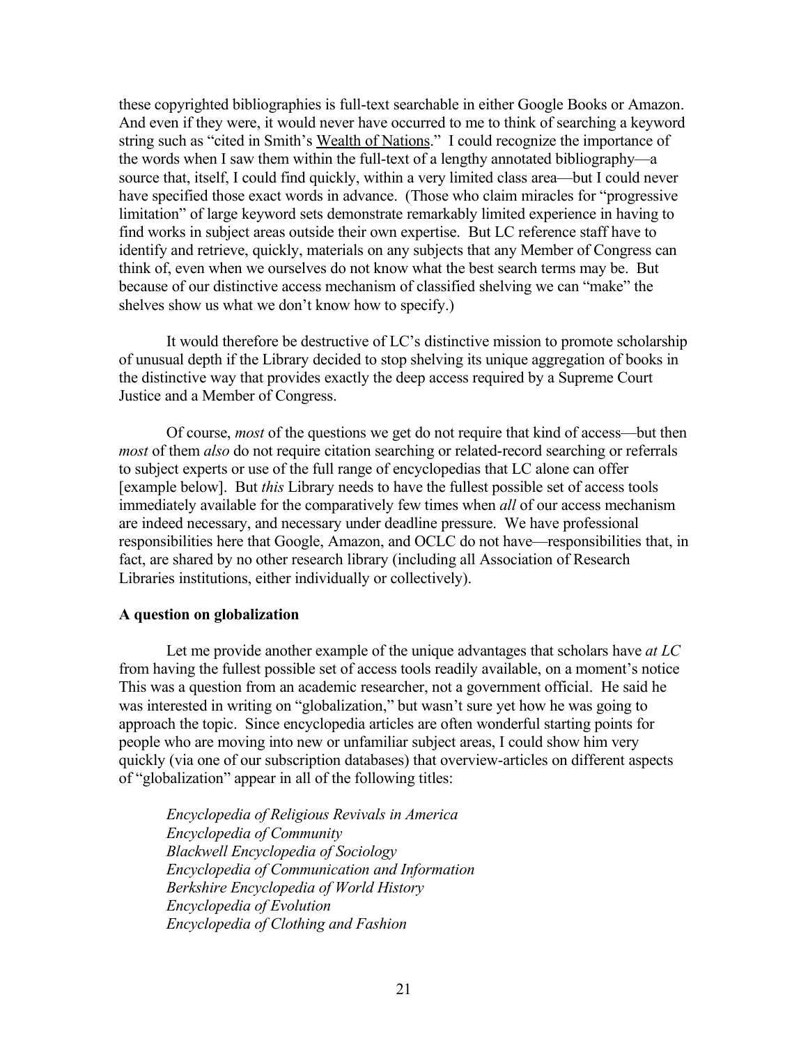these copyrighted bibliographies is full-text searchable in either Google Books or Amazon. And even if they were, it would never have occurred to me to think of searching a keyword string such as "cited in Smith's Wealth of Nations." I could recognize the importance of the words when I saw them within the full-text of a lengthy annotated bibliography—a source that, itself, I could find quickly, within a very limited class area—but I could never have specified those exact words in advance. (Those who claim miracles for "progressive limitation" of large keyword sets demonstrate remarkably limited experience in having to find works in subject areas outside their own expertise. But LC reference staff have to identify and retrieve, quickly, materials on any subjects that any Member of Congress can think of, even when we ourselves do not know what the best search terms may be. But because of our distinctive access mechanism of classified shelving we can "make" the shelves show us what we don't know how to specify.)

It would therefore be destructive of LC's distinctive mission to promote scholarship of unusual depth if the Library decided to stop shelving its unique aggregation of books in the distinctive way that provides exactly the deep access required by a Supreme Court Justice and a Member of Congress.

Of course, *most* of the questions we get do not require that kind of access—but then *most* of them *also* do not require citation searching or related-record searching or referrals to subject experts or use of the full range of encyclopedias that LC alone can offer [example below]. But *this* Library needs to have the fullest possible set of access tools immediately available for the comparatively few times when *all* of our access mechanism are indeed necessary, and necessary under deadline pressure. We have professional responsibilities here that Google, Amazon, and OCLC do not have—responsibilities that, in fact, are shared by no other research library (including all Association of Research Libraries institutions, either individually or collectively).

**A question on globalization**

Let me provide another example of the unique advantages that scholars have *at LC* from having the fullest possible set of access tools readily available, on a moment's notice This was a question from an academic researcher, not a government official. He said he was interested in writing on "globalization," but wasn't sure yet how he was going to approach the topic. Since encyclopedia articles are often wonderful starting points for people who are moving into new or unfamiliar subject areas, I could show him very quickly (via one of our subscription databases) that overview-articles on different aspects of "globalization" appear in all of the following titles:

*Encyclopedia of Religious Revivals in America*
*Encyclopedia of Community*
*Blackwell Encyclopedia of Sociology*
*Encyclopedia of Communication and Information*
*Berkshire Encyclopedia of World History*
*Encyclopedia of Evolution*
*Encyclopedia of Clothing and Fashion*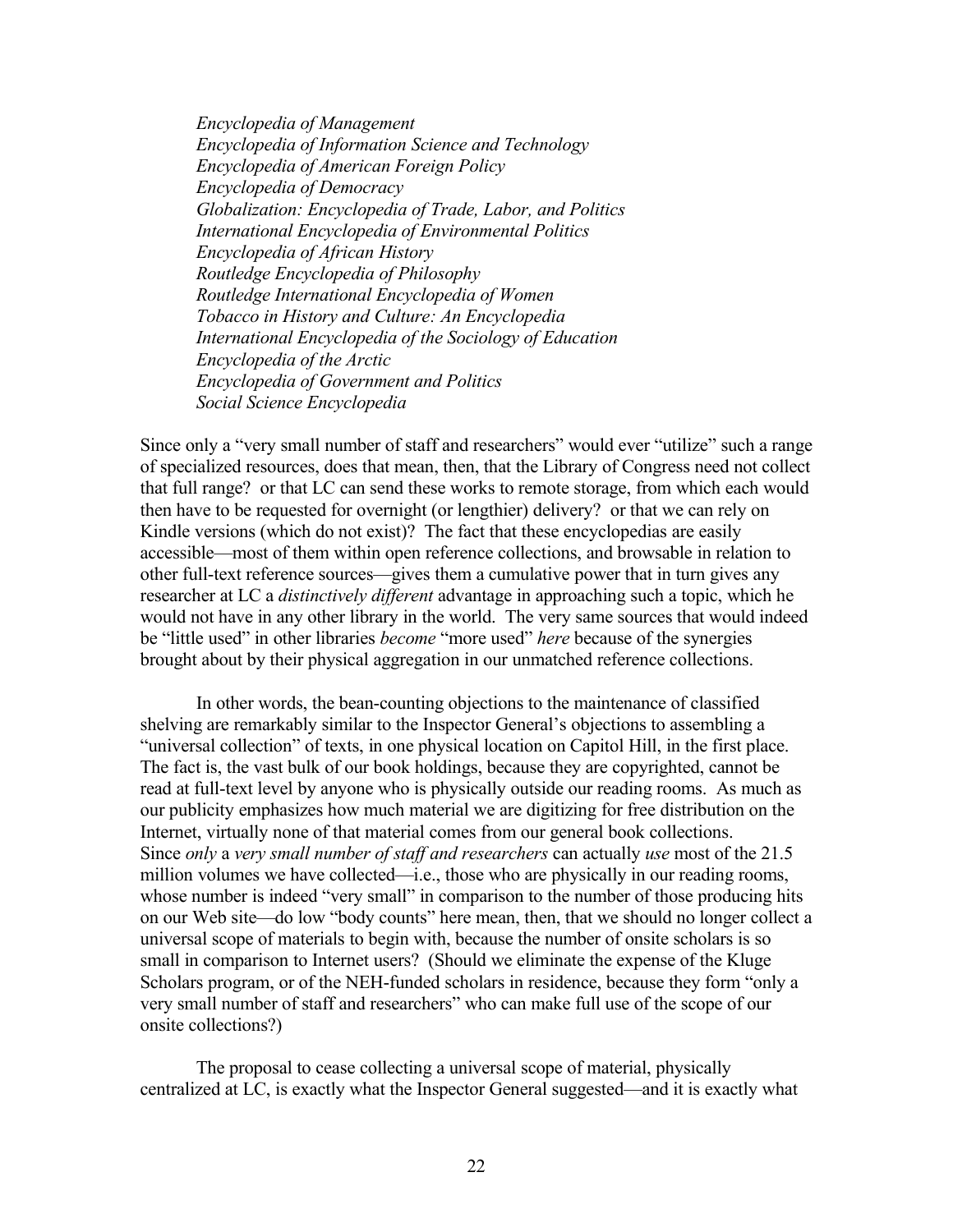*Encyclopedia of Management*
*Encyclopedia of Information Science and Technology*
*Encyclopedia of American Foreign Policy*
*Encyclopedia of Democracy*
*Globalization: Encyclopedia of Trade, Labor, and Politics*
*International Encyclopedia of Environmental Politics*
*Encyclopedia of African History*
*Routledge Encyclopedia of Philosophy*
*Routledge International Encyclopedia of Women*
*Tobacco in History and Culture: An Encyclopedia*
*International Encyclopedia of the Sociology of Education*
*Encyclopedia of the Arctic*
*Encyclopedia of Government and Politics*
*Social Science Encyclopedia*

Since only a "very small number of staff and researchers" would ever "utilize" such a range of specialized resources, does that mean, then, that the Library of Congress need not collect that full range? or that LC can send these works to remote storage, from which each would then have to be requested for overnight (or lengthier) delivery? or that we can rely on Kindle versions (which do not exist)? The fact that these encyclopedias are easily accessible—most of them within open reference collections, and browsable in relation to other full-text reference sources—gives them a cumulative power that in turn gives any researcher at LC a *distinctively different* advantage in approaching such a topic, which he would not have in any other library in the world. The very same sources that would indeed be "little used" in other libraries *become* "more used" *here* because of the synergies brought about by their physical aggregation in our unmatched reference collections.

In other words, the bean-counting objections to the maintenance of classified shelving are remarkably similar to the Inspector General's objections to assembling a "universal collection" of texts, in one physical location on Capitol Hill, in the first place. The fact is, the vast bulk of our book holdings, because they are copyrighted, cannot be read at full-text level by anyone who is physically outside our reading rooms. As much as our publicity emphasizes how much material we are digitizing for free distribution on the Internet, virtually none of that material comes from our general book collections. Since *only* a *very small number of staff and researchers* can actually *use* most of the 21.5 million volumes we have collected—i.e., those who are physically in our reading rooms, whose number is indeed "very small" in comparison to the number of those producing hits on our Web site—do low "body counts" here mean, then, that we should no longer collect a universal scope of materials to begin with, because the number of onsite scholars is so small in comparison to Internet users? (Should we eliminate the expense of the Kluge Scholars program, or of the NEH-funded scholars in residence, because they form "only a very small number of staff and researchers" who can make full use of the scope of our onsite collections?)

The proposal to cease collecting a universal scope of material, physically centralized at LC, is exactly what the Inspector General suggested—and it is exactly what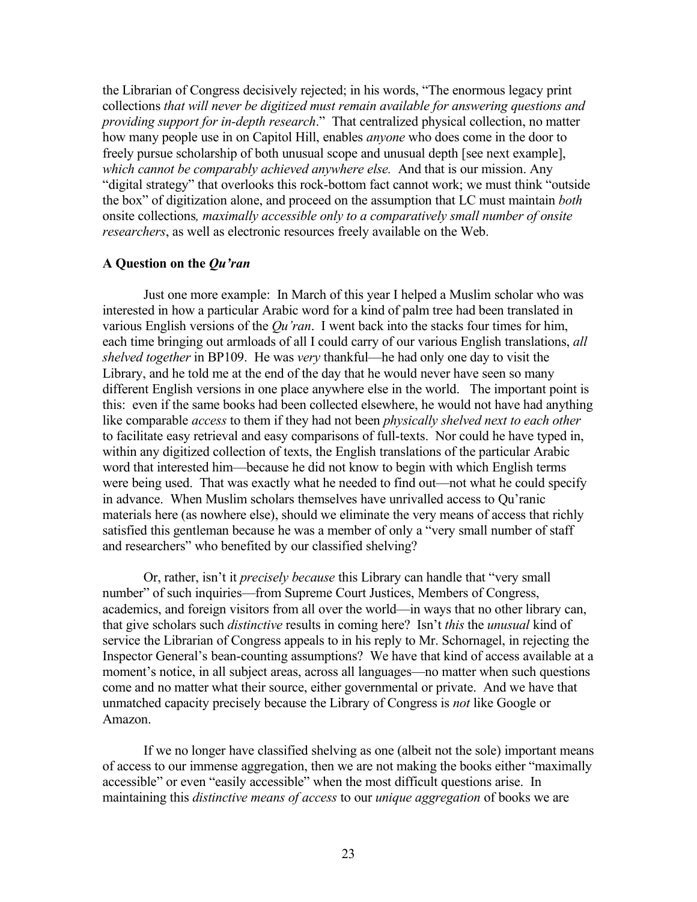the Librarian of Congress decisively rejected; in his words, "The enormous legacy print collections *that will never be digitized must remain available for answering questions and providing support for in-depth research*." That centralized physical collection, no matter how many people use in on Capitol Hill, enables *anyone* who does come in the door to freely pursue scholarship of both unusual scope and unusual depth [see next example], *which cannot be comparably achieved anywhere else.* And that is our mission. Any "digital strategy" that overlooks this rock-bottom fact cannot work; we must think "outside the box" of digitization alone, and proceed on the assumption that LC must maintain *both* onsite collections*, maximally accessible only to a comparatively small number of onsite researchers*, as well as electronic resources freely available on the Web.

**A Question on the *Qu'ran***

Just one more example: In March of this year I helped a Muslim scholar who was interested in how a particular Arabic word for a kind of palm tree had been translated in various English versions of the *Qu'ran*. I went back into the stacks four times for him, each time bringing out armloads of all I could carry of our various English translations, *all shelved together* in BP109. He was *very* thankful—he had only one day to visit the Library, and he told me at the end of the day that he would never have seen so many different English versions in one place anywhere else in the world. The important point is this: even if the same books had been collected elsewhere, he would not have had anything like comparable *access* to them if they had not been *physically shelved next to each other* to facilitate easy retrieval and easy comparisons of full-texts. Nor could he have typed in, within any digitized collection of texts, the English translations of the particular Arabic word that interested him—because he did not know to begin with which English terms were being used. That was exactly what he needed to find out—not what he could specify in advance. When Muslim scholars themselves have unrivalled access to Qu'ranic materials here (as nowhere else), should we eliminate the very means of access that richly satisfied this gentleman because he was a member of only a "very small number of staff and researchers" who benefited by our classified shelving?

Or, rather, isn't it *precisely because* this Library can handle that "very small number" of such inquiries—from Supreme Court Justices, Members of Congress, academics, and foreign visitors from all over the world—in ways that no other library can, that give scholars such *distinctive* results in coming here? Isn't *this* the *unusual* kind of service the Librarian of Congress appeals to in his reply to Mr. Schornagel, in rejecting the Inspector General's bean-counting assumptions? We have that kind of access available at a moment's notice, in all subject areas, across all languages—no matter when such questions come and no matter what their source, either governmental or private. And we have that unmatched capacity precisely because the Library of Congress is *not* like Google or Amazon.

If we no longer have classified shelving as one (albeit not the sole) important means of access to our immense aggregation, then we are not making the books either "maximally accessible" or even "easily accessible" when the most difficult questions arise. In maintaining this *distinctive means of access* to our *unique aggregation* of books we are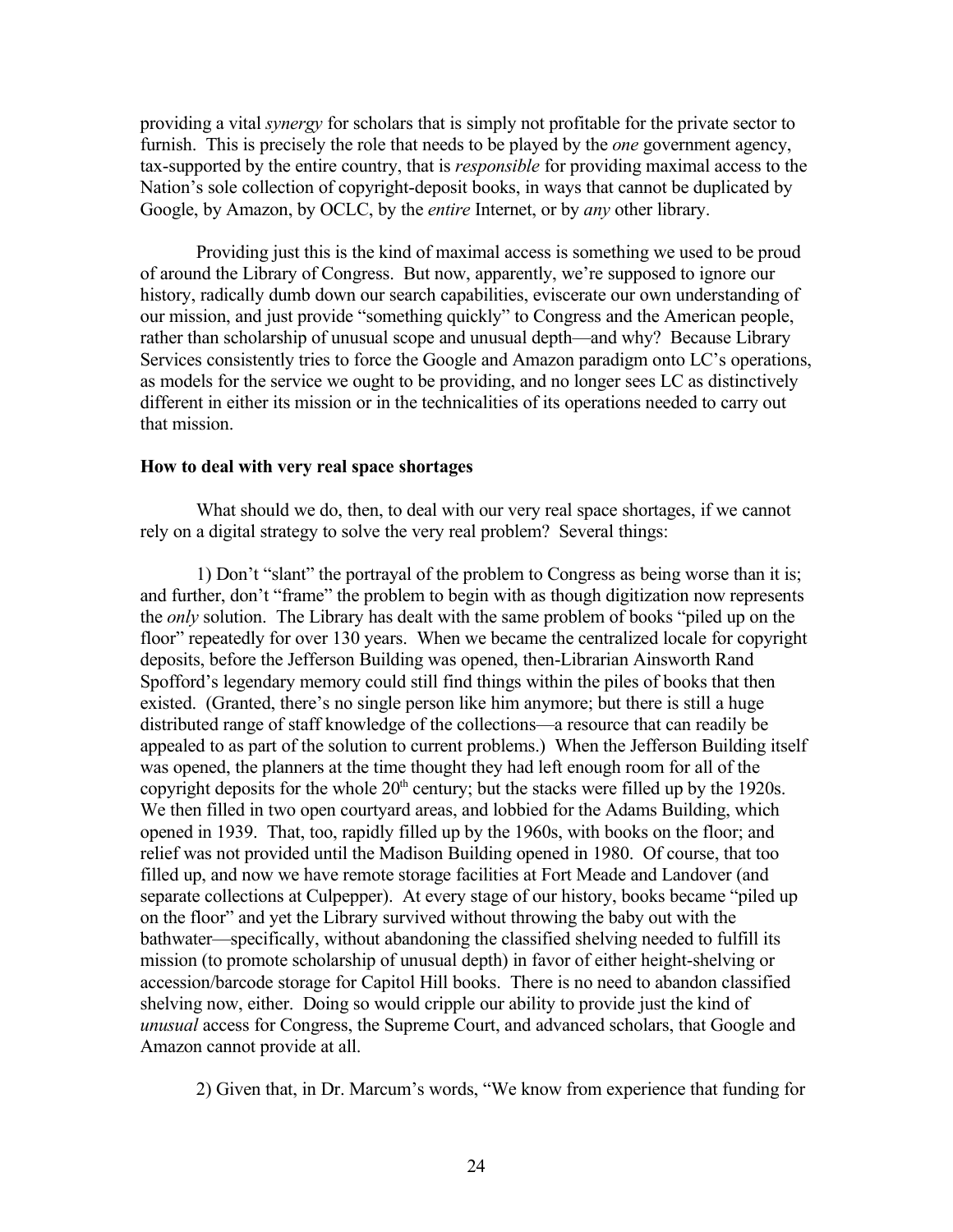providing a vital *synergy* for scholars that is simply not profitable for the private sector to furnish. This is precisely the role that needs to be played by the *one* government agency, tax-supported by the entire country, that is *responsible* for providing maximal access to the Nation's sole collection of copyright-deposit books, in ways that cannot be duplicated by Google, by Amazon, by OCLC, by the *entire* Internet, or by *any* other library.

Providing just this is the kind of maximal access is something we used to be proud of around the Library of Congress. But now, apparently, we're supposed to ignore our history, radically dumb down our search capabilities, eviscerate our own understanding of our mission, and just provide "something quickly" to Congress and the American people, rather than scholarship of unusual scope and unusual depth—and why? Because Library Services consistently tries to force the Google and Amazon paradigm onto LC's operations, as models for the service we ought to be providing, and no longer sees LC as distinctively different in either its mission or in the technicalities of its operations needed to carry out that mission.

**How to deal with very real space shortages**

What should we do, then, to deal with our very real space shortages, if we cannot rely on a digital strategy to solve the very real problem? Several things:

1) Don't "slant" the portrayal of the problem to Congress as being worse than it is; and further, don't "frame" the problem to begin with as though digitization now represents the *only* solution. The Library has dealt with the same problem of books "piled up on the floor" repeatedly for over 130 years. When we became the centralized locale for copyright deposits, before the Jefferson Building was opened, then-Librarian Ainsworth Rand Spofford's legendary memory could still find things within the piles of books that then existed. (Granted, there's no single person like him anymore; but there is still a huge distributed range of staff knowledge of the collections—a resource that can readily be appealed to as part of the solution to current problems.) When the Jefferson Building itself was opened, the planners at the time thought they had left enough room for all of the copyright deposits for the whole 20th century; but the stacks were filled up by the 1920s. We then filled in two open courtyard areas, and lobbied for the Adams Building, which opened in 1939. That, too, rapidly filled up by the 1960s, with books on the floor; and relief was not provided until the Madison Building opened in 1980. Of course, that too filled up, and now we have remote storage facilities at Fort Meade and Landover (and separate collections at Culpepper). At every stage of our history, books became "piled up on the floor" and yet the Library survived without throwing the baby out with the bathwater—specifically, without abandoning the classified shelving needed to fulfill its mission (to promote scholarship of unusual depth) in favor of either height-shelving or accession/barcode storage for Capitol Hill books. There is no need to abandon classified shelving now, either. Doing so would cripple our ability to provide just the kind of *unusual* access for Congress, the Supreme Court, and advanced scholars, that Google and Amazon cannot provide at all.

2) Given that, in Dr. Marcum's words, "We know from experience that funding for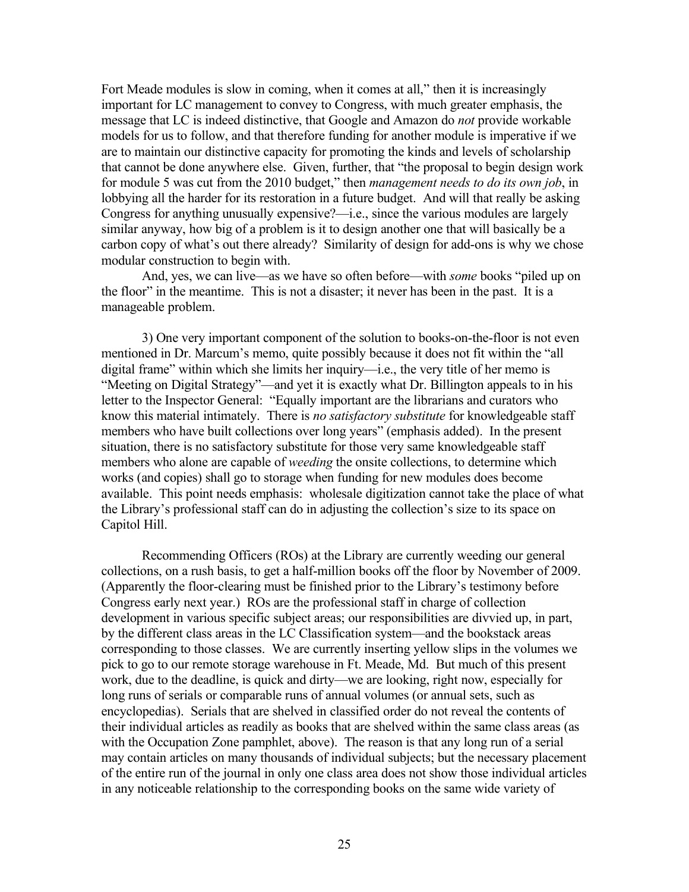Fort Meade modules is slow in coming, when it comes at all," then it is increasingly important for LC management to convey to Congress, with much greater emphasis, the message that LC is indeed distinctive, that Google and Amazon do *not* provide workable models for us to follow, and that therefore funding for another module is imperative if we are to maintain our distinctive capacity for promoting the kinds and levels of scholarship that cannot be done anywhere else. Given, further, that "the proposal to begin design work for module 5 was cut from the 2010 budget," then *management needs to do its own job*, in lobbying all the harder for its restoration in a future budget. And will that really be asking Congress for anything unusually expensive?—i.e., since the various modules are largely similar anyway, how big of a problem is it to design another one that will basically be a carbon copy of what's out there already? Similarity of design for add-ons is why we chose modular construction to begin with.

And, yes, we can live—as we have so often before—with *some* books "piled up on the floor" in the meantime. This is not a disaster; it never has been in the past. It is a manageable problem.

3) One very important component of the solution to books-on-the-floor is not even mentioned in Dr. Marcum's memo, quite possibly because it does not fit within the "all digital frame" within which she limits her inquiry—i.e., the very title of her memo is "Meeting on Digital Strategy"—and yet it is exactly what Dr. Billington appeals to in his letter to the Inspector General: "Equally important are the librarians and curators who know this material intimately. There is *no satisfactory substitute* for knowledgeable staff members who have built collections over long years" (emphasis added). In the present situation, there is no satisfactory substitute for those very same knowledgeable staff members who alone are capable of *weeding* the onsite collections, to determine which works (and copies) shall go to storage when funding for new modules does become available. This point needs emphasis: wholesale digitization cannot take the place of what the Library's professional staff can do in adjusting the collection's size to its space on Capitol Hill.

Recommending Officers (ROs) at the Library are currently weeding our general collections, on a rush basis, to get a half-million books off the floor by November of 2009. (Apparently the floor-clearing must be finished prior to the Library's testimony before Congress early next year.) ROs are the professional staff in charge of collection development in various specific subject areas; our responsibilities are divvied up, in part, by the different class areas in the LC Classification system—and the bookstack areas corresponding to those classes. We are currently inserting yellow slips in the volumes we pick to go to our remote storage warehouse in Ft. Meade, Md. But much of this present work, due to the deadline, is quick and dirty—we are looking, right now, especially for long runs of serials or comparable runs of annual volumes (or annual sets, such as encyclopedias). Serials that are shelved in classified order do not reveal the contents of their individual articles as readily as books that are shelved within the same class areas (as with the Occupation Zone pamphlet, above). The reason is that any long run of a serial may contain articles on many thousands of individual subjects; but the necessary placement of the entire run of the journal in only one class area does not show those individual articles in any noticeable relationship to the corresponding books on the same wide variety of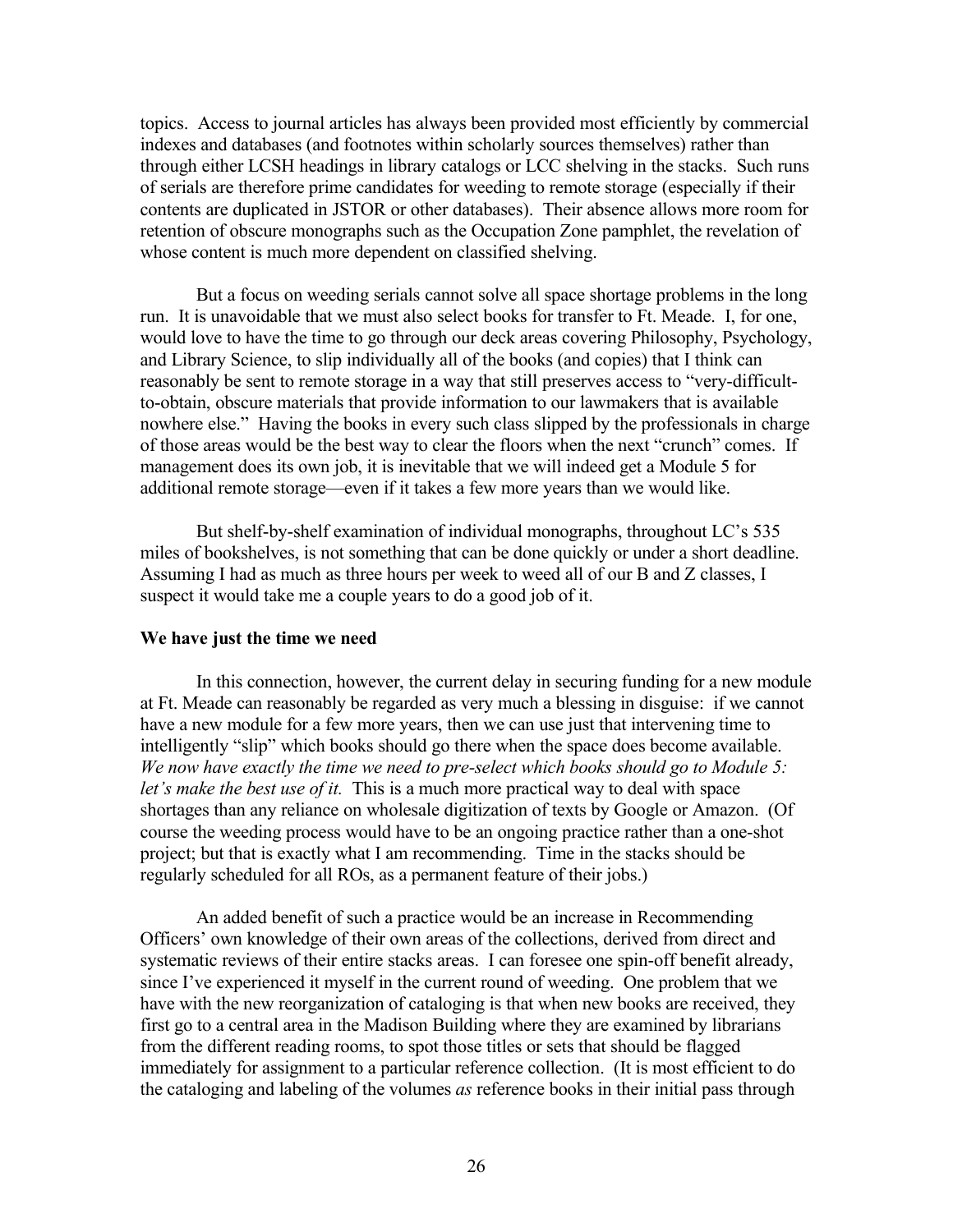topics. Access to journal articles has always been provided most efficiently by commercial indexes and databases (and footnotes within scholarly sources themselves) rather than through either LCSH headings in library catalogs or LCC shelving in the stacks. Such runs of serials are therefore prime candidates for weeding to remote storage (especially if their contents are duplicated in JSTOR or other databases). Their absence allows more room for retention of obscure monographs such as the Occupation Zone pamphlet, the revelation of whose content is much more dependent on classified shelving.

But a focus on weeding serials cannot solve all space shortage problems in the long run. It is unavoidable that we must also select books for transfer to Ft. Meade. I, for one, would love to have the time to go through our deck areas covering Philosophy, Psychology, and Library Science, to slip individually all of the books (and copies) that I think can reasonably be sent to remote storage in a way that still preserves access to "very-difficult-to-obtain, obscure materials that provide information to our lawmakers that is available nowhere else." Having the books in every such class slipped by the professionals in charge of those areas would be the best way to clear the floors when the next "crunch" comes. If management does its own job, it is inevitable that we will indeed get a Module 5 for additional remote storage—even if it takes a few more years than we would like.

But shelf-by-shelf examination of individual monographs, throughout LC's 535 miles of bookshelves, is not something that can be done quickly or under a short deadline. Assuming I had as much as three hours per week to weed all of our B and Z classes, I suspect it would take me a couple years to do a good job of it.

**We have just the time we need**

In this connection, however, the current delay in securing funding for a new module at Ft. Meade can reasonably be regarded as very much a blessing in disguise: if we cannot have a new module for a few more years, then we can use just that intervening time to intelligently "slip" which books should go there when the space does become available. *We now have exactly the time we need to pre-select which books should go to Module 5: let's make the best use of it.* This is a much more practical way to deal with space shortages than any reliance on wholesale digitization of texts by Google or Amazon. (Of course the weeding process would have to be an ongoing practice rather than a one-shot project; but that is exactly what I am recommending. Time in the stacks should be regularly scheduled for all ROs, as a permanent feature of their jobs.)

An added benefit of such a practice would be an increase in Recommending Officers' own knowledge of their own areas of the collections, derived from direct and systematic reviews of their entire stacks areas. I can foresee one spin-off benefit already, since I've experienced it myself in the current round of weeding. One problem that we have with the new reorganization of cataloging is that when new books are received, they first go to a central area in the Madison Building where they are examined by librarians from the different reading rooms, to spot those titles or sets that should be flagged immediately for assignment to a particular reference collection. (It is most efficient to do the cataloging and labeling of the volumes *as* reference books in their initial pass through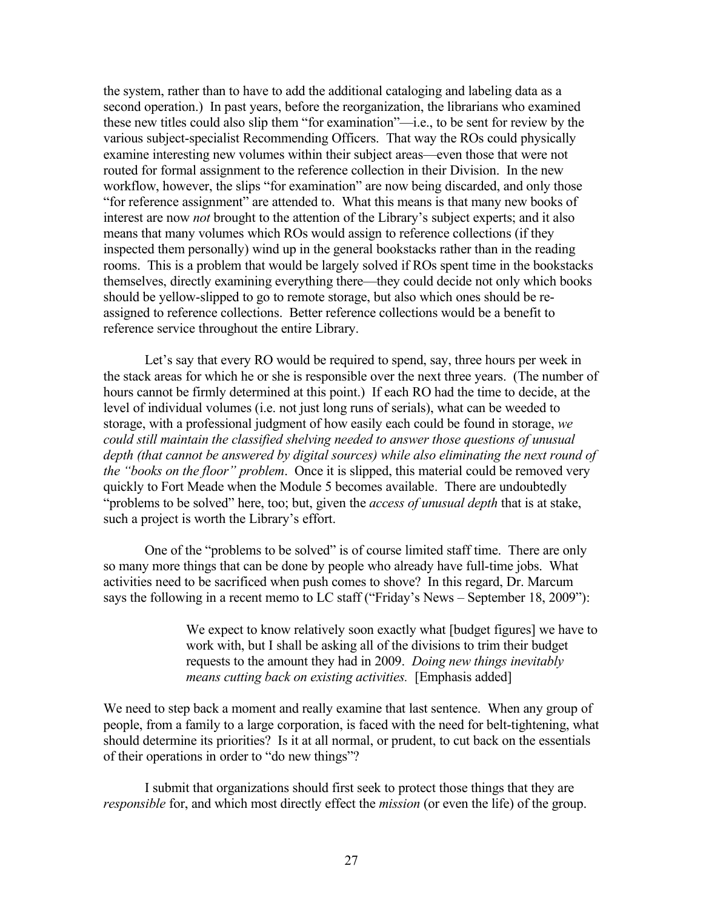the system, rather than to have to add the additional cataloging and labeling data as a second operation.) In past years, before the reorganization, the librarians who examined these new titles could also slip them "for examination"—i.e., to be sent for review by the various subject-specialist Recommending Officers. That way the ROs could physically examine interesting new volumes within their subject areas—even those that were not routed for formal assignment to the reference collection in their Division. In the new workflow, however, the slips "for examination" are now being discarded, and only those "for reference assignment" are attended to. What this means is that many new books of interest are now *not* brought to the attention of the Library's subject experts; and it also means that many volumes which ROs would assign to reference collections (if they inspected them personally) wind up in the general bookstacks rather than in the reading rooms. This is a problem that would be largely solved if ROs spent time in the bookstacks themselves, directly examining everything there—they could decide not only which books should be yellow-slipped to go to remote storage, but also which ones should be re-assigned to reference collections. Better reference collections would be a benefit to reference service throughout the entire Library.

Let's say that every RO would be required to spend, say, three hours per week in the stack areas for which he or she is responsible over the next three years. (The number of hours cannot be firmly determined at this point.) If each RO had the time to decide, at the level of individual volumes (i.e. not just long runs of serials), what can be weeded to storage, with a professional judgment of how easily each could be found in storage, *we could still maintain the classified shelving needed to answer those questions of unusual depth (that cannot be answered by digital sources) while also eliminating the next round of the "books on the floor" problem*. Once it is slipped, this material could be removed very quickly to Fort Meade when the Module 5 becomes available. There are undoubtedly "problems to be solved" here, too; but, given the *access of unusual depth* that is at stake, such a project is worth the Library's effort.

One of the "problems to be solved" is of course limited staff time. There are only so many more things that can be done by people who already have full-time jobs. What activities need to be sacrificed when push comes to shove? In this regard, Dr. Marcum says the following in a recent memo to LC staff ("Friday's News – September 18, 2009"):

> We expect to know relatively soon exactly what [budget figures] we have to work with, but I shall be asking all of the divisions to trim their budget requests to the amount they had in 2009. *Doing new things inevitably means cutting back on existing activities.* [Emphasis added]

We need to step back a moment and really examine that last sentence. When any group of people, from a family to a large corporation, is faced with the need for belt-tightening, what should determine its priorities? Is it at all normal, or prudent, to cut back on the essentials of their operations in order to "do new things"?

I submit that organizations should first seek to protect those things that they are *responsible* for, and which most directly effect the *mission* (or even the life) of the group.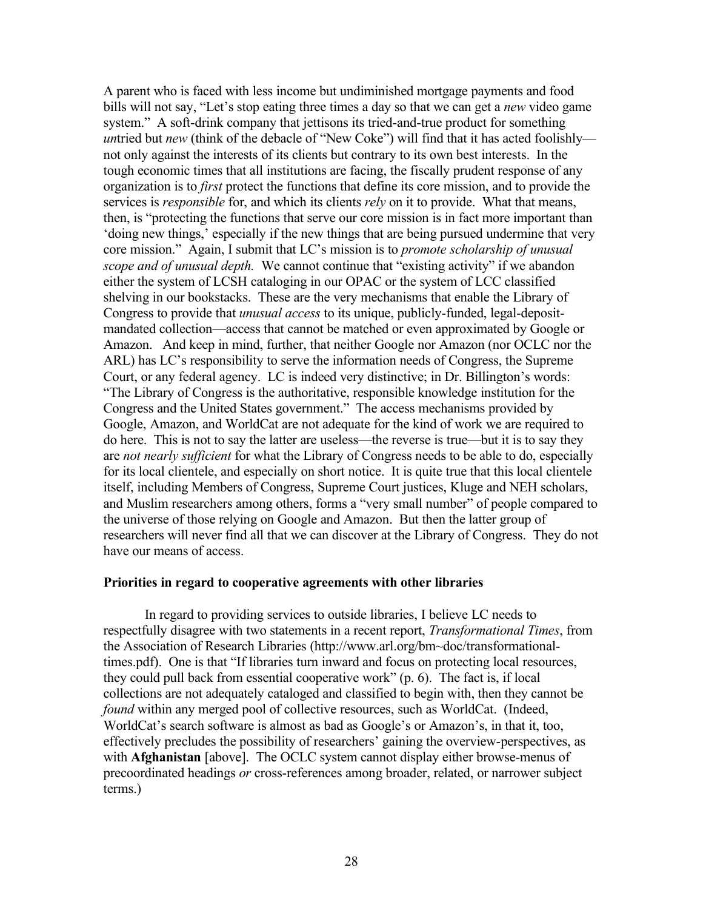A parent who is faced with less income but undiminished mortgage payments and food bills will not say, "Let's stop eating three times a day so that we can get a *new* video game system." A soft-drink company that jettisons its tried-and-true product for something *un*tried but *new* (think of the debacle of "New Coke") will find that it has acted foolishly—not only against the interests of its clients but contrary to its own best interests. In the tough economic times that all institutions are facing, the fiscally prudent response of any organization is to *first* protect the functions that define its core mission, and to provide the services is *responsible* for, and which its clients *rely* on it to provide. What that means, then, is "protecting the functions that serve our core mission is in fact more important than 'doing new things,' especially if the new things that are being pursued undermine that very core mission." Again, I submit that LC's mission is to *promote scholarship of unusual scope and of unusual depth.* We cannot continue that "existing activity" if we abandon either the system of LCSH cataloging in our OPAC or the system of LCC classified shelving in our bookstacks. These are the very mechanisms that enable the Library of Congress to provide that *unusual access* to its unique, publicly-funded, legal-deposit-mandated collection—access that cannot be matched or even approximated by Google or Amazon. And keep in mind, further, that neither Google nor Amazon (nor OCLC nor the ARL) has LC's responsibility to serve the information needs of Congress, the Supreme Court, or any federal agency. LC is indeed very distinctive; in Dr. Billington's words: "The Library of Congress is the authoritative, responsible knowledge institution for the Congress and the United States government." The access mechanisms provided by Google, Amazon, and WorldCat are not adequate for the kind of work we are required to do here. This is not to say the latter are useless—the reverse is true—but it is to say they are *not nearly sufficient* for what the Library of Congress needs to be able to do, especially for its local clientele, and especially on short notice. It is quite true that this local clientele itself, including Members of Congress, Supreme Court justices, Kluge and NEH scholars, and Muslim researchers among others, forms a "very small number" of people compared to the universe of those relying on Google and Amazon. But then the latter group of researchers will never find all that we can discover at the Library of Congress. They do not have our means of access.

**Priorities in regard to cooperative agreements with other libraries**

In regard to providing services to outside libraries, I believe LC needs to respectfully disagree with two statements in a recent report, *Transformational Times*, from the Association of Research Libraries (http://www.arl.org/bm~doc/transformational-times.pdf). One is that "If libraries turn inward and focus on protecting local resources, they could pull back from essential cooperative work" (p. 6). The fact is, if local collections are not adequately cataloged and classified to begin with, then they cannot be *found* within any merged pool of collective resources, such as WorldCat. (Indeed, WorldCat's search software is almost as bad as Google's or Amazon's, in that it, too, effectively precludes the possibility of researchers' gaining the overview-perspectives, as with **Afghanistan** [above]. The OCLC system cannot display either browse-menus of precoordinated headings *or* cross-references among broader, related, or narrower subject terms.)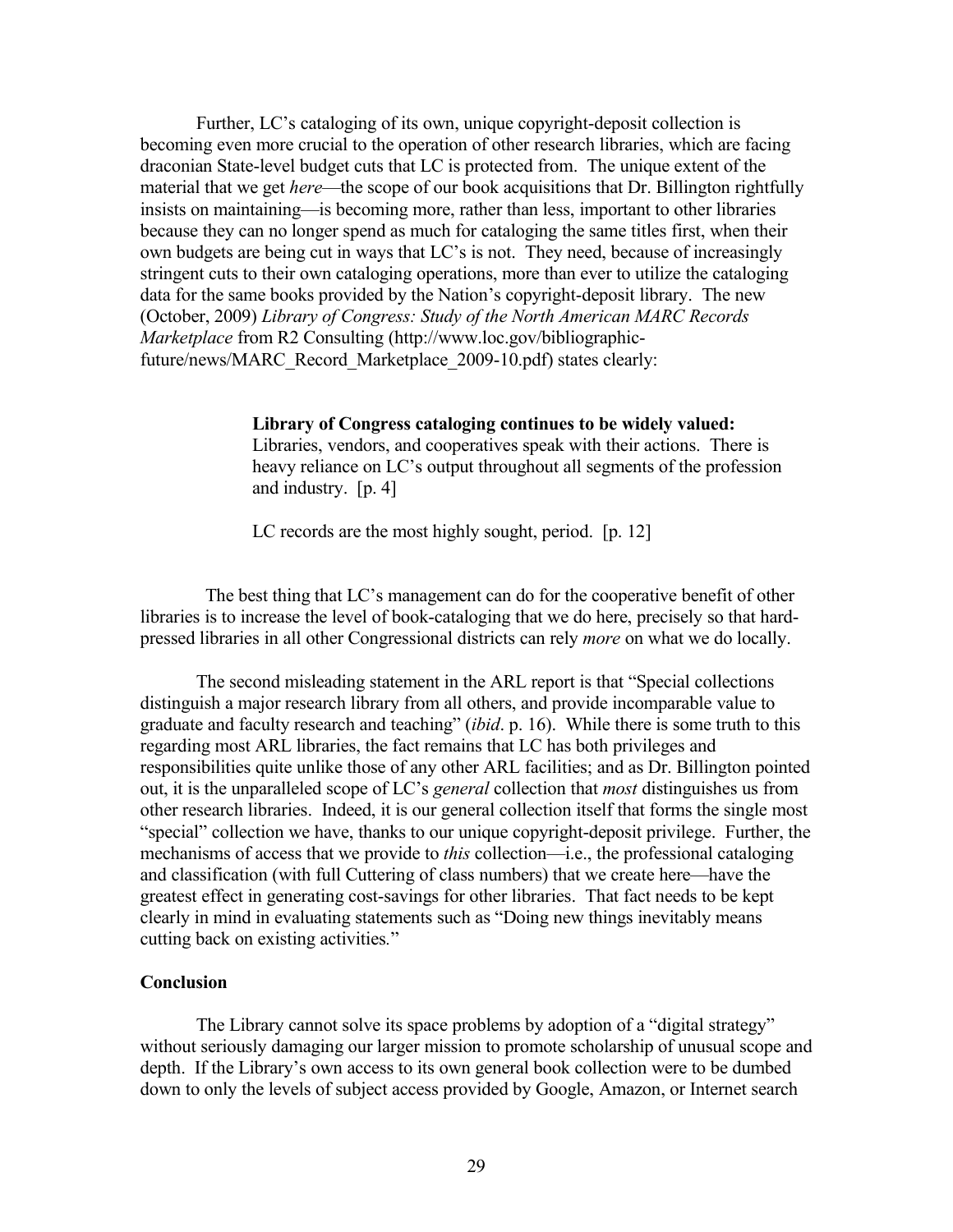Further, LC's cataloging of its own, unique copyright-deposit collection is becoming even more crucial to the operation of other research libraries, which are facing draconian State-level budget cuts that LC is protected from. The unique extent of the material that we get *here*—the scope of our book acquisitions that Dr. Billington rightfully insists on maintaining—is becoming more, rather than less, important to other libraries because they can no longer spend as much for cataloging the same titles first, when their own budgets are being cut in ways that LC's is not. They need, because of increasingly stringent cuts to their own cataloging operations, more than ever to utilize the cataloging data for the same books provided by the Nation's copyright-deposit library. The new (October, 2009) *Library of Congress: Study of the North American MARC Records Marketplace* from R2 Consulting (http://www.loc.gov/bibliographic-future/news/MARC_Record_Marketplace_2009-10.pdf) states clearly:

> **Library of Congress cataloging continues to be widely valued:** Libraries, vendors, and cooperatives speak with their actions. There is heavy reliance on LC's output throughout all segments of the profession and industry. [p. 4]
>
> LC records are the most highly sought, period. [p. 12]

The best thing that LC's management can do for the cooperative benefit of other libraries is to increase the level of book-cataloging that we do here, precisely so that hard-pressed libraries in all other Congressional districts can rely *more* on what we do locally.

The second misleading statement in the ARL report is that "Special collections distinguish a major research library from all others, and provide incomparable value to graduate and faculty research and teaching" (*ibid*. p. 16). While there is some truth to this regarding most ARL libraries, the fact remains that LC has both privileges and responsibilities quite unlike those of any other ARL facilities; and as Dr. Billington pointed out, it is the unparalleled scope of LC's *general* collection that *most* distinguishes us from other research libraries. Indeed, it is our general collection itself that forms the single most "special" collection we have, thanks to our unique copyright-deposit privilege. Further, the mechanisms of access that we provide to *this* collection—i.e., the professional cataloging and classification (with full Cuttering of class numbers) that we create here—have the greatest effect in generating cost-savings for other libraries. That fact needs to be kept clearly in mind in evaluating statements such as "Doing new things inevitably means cutting back on existing activities."

## Conclusion

The Library cannot solve its space problems by adoption of a "digital strategy" without seriously damaging our larger mission to promote scholarship of unusual scope and depth. If the Library's own access to its own general book collection were to be dumbed down to only the levels of subject access provided by Google, Amazon, or Internet search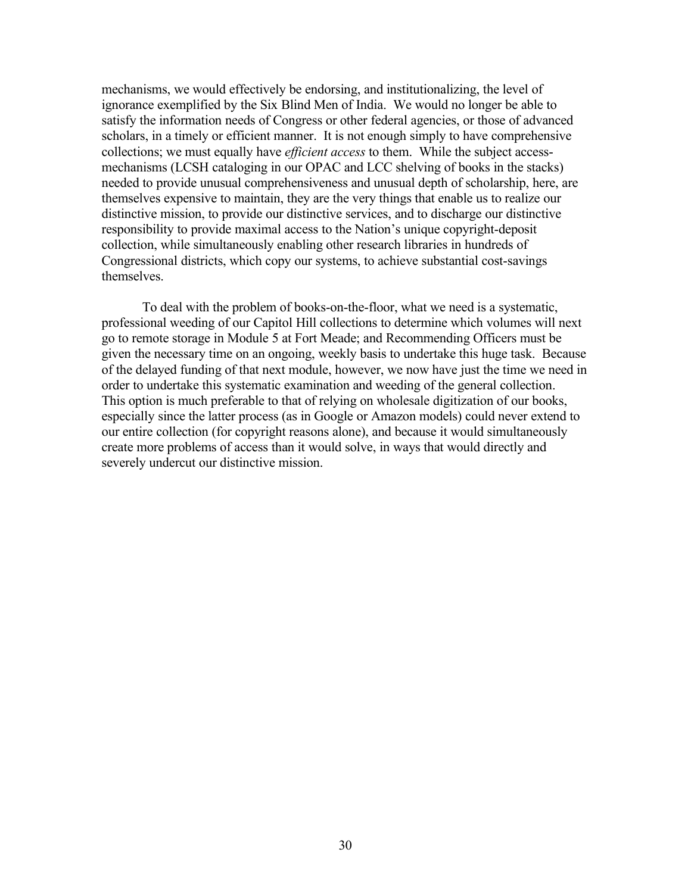mechanisms, we would effectively be endorsing, and institutionalizing, the level of ignorance exemplified by the Six Blind Men of India. We would no longer be able to satisfy the information needs of Congress or other federal agencies, or those of advanced scholars, in a timely or efficient manner. It is not enough simply to have comprehensive collections; we must equally have *efficient access* to them. While the subject access-mechanisms (LCSH cataloging in our OPAC and LCC shelving of books in the stacks) needed to provide unusual comprehensiveness and unusual depth of scholarship, here, are themselves expensive to maintain, they are the very things that enable us to realize our distinctive mission, to provide our distinctive services, and to discharge our distinctive responsibility to provide maximal access to the Nation's unique copyright-deposit collection, while simultaneously enabling other research libraries in hundreds of Congressional districts, which copy our systems, to achieve substantial cost-savings themselves.

To deal with the problem of books-on-the-floor, what we need is a systematic, professional weeding of our Capitol Hill collections to determine which volumes will next go to remote storage in Module 5 at Fort Meade; and Recommending Officers must be given the necessary time on an ongoing, weekly basis to undertake this huge task. Because of the delayed funding of that next module, however, we now have just the time we need in order to undertake this systematic examination and weeding of the general collection. This option is much preferable to that of relying on wholesale digitization of our books, especially since the latter process (as in Google or Amazon models) could never extend to our entire collection (for copyright reasons alone), and because it would simultaneously create more problems of access than it would solve, in ways that would directly and severely undercut our distinctive mission.